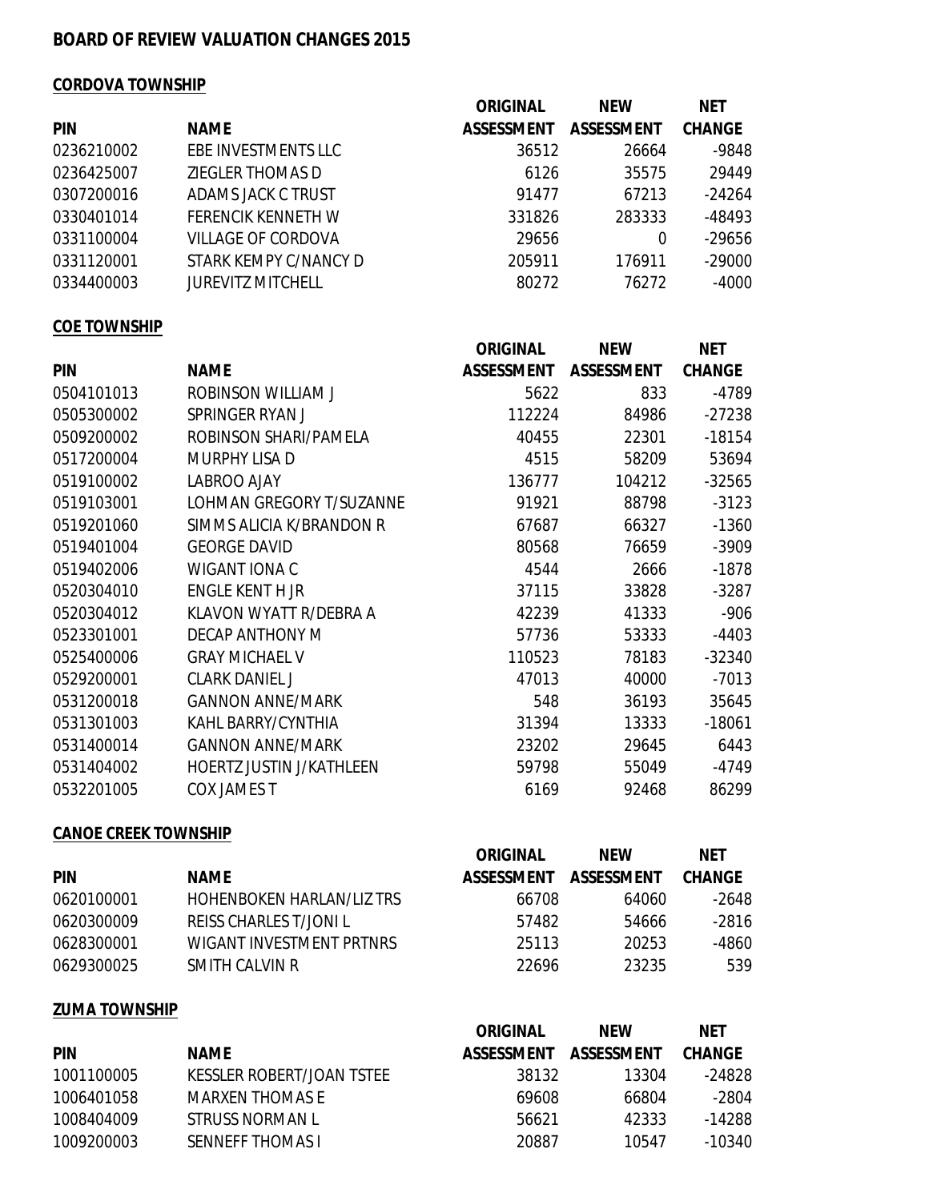# BOARD OF REVIEW VALUATION CHANGES 2015

## CORDOVA TOWNSHIP

| PIN | NAME | ORIGINAL ASSESSMENT | NEW ASSESSMENT | NET CHANGE |
|---|---|---|---|---|
| 0236210002 | EBE INVESTMENTS LLC | 36512 | 26664 | -9848 |
| 0236425007 | ZIEGLER THOMAS D | 6126 | 35575 | 29449 |
| 0307200016 | ADAMS JACK C TRUST | 91477 | 67213 | -24264 |
| 0330401014 | FERENCIK KENNETH W | 331826 | 283333 | -48493 |
| 0331100004 | VILLAGE OF CORDOVA | 29656 | 0 | -29656 |
| 0331120001 | STARK KEMPY C/NANCY D | 205911 | 176911 | -29000 |
| 0334400003 | JUREVITZ MITCHELL | 80272 | 76272 | -4000 |

## COE TOWNSHIP

| PIN | NAME | ORIGINAL ASSESSMENT | NEW ASSESSMENT | NET CHANGE |
|---|---|---|---|---|
| 0504101013 | ROBINSON WILLIAM J | 5622 | 833 | -4789 |
| 0505300002 | SPRINGER RYAN J | 112224 | 84986 | -27238 |
| 0509200002 | ROBINSON SHARI/PAMELA | 40455 | 22301 | -18154 |
| 0517200004 | MURPHY LISA D | 4515 | 58209 | 53694 |
| 0519100002 | LABROO AJAY | 136777 | 104212 | -32565 |
| 0519103001 | LOHMAN GREGORY T/SUZANNE | 91921 | 88798 | -3123 |
| 0519201060 | SIMMS ALICIA K/BRANDON R | 67687 | 66327 | -1360 |
| 0519401004 | GEORGE DAVID | 80568 | 76659 | -3909 |
| 0519402006 | WIGANT IONA C | 4544 | 2666 | -1878 |
| 0520304010 | ENGLE KENT H JR | 37115 | 33828 | -3287 |
| 0520304012 | KLAVON WYATT R/DEBRA A | 42239 | 41333 | -906 |
| 0523301001 | DECAP ANTHONY M | 57736 | 53333 | -4403 |
| 0525400006 | GRAY MICHAEL V | 110523 | 78183 | -32340 |
| 0529200001 | CLARK DANIEL J | 47013 | 40000 | -7013 |
| 0531200018 | GANNON ANNE/MARK | 548 | 36193 | 35645 |
| 0531301003 | KAHL BARRY/CYNTHIA | 31394 | 13333 | -18061 |
| 0531400014 | GANNON ANNE/MARK | 23202 | 29645 | 6443 |
| 0531404002 | HOERTZ JUSTIN J/KATHLEEN | 59798 | 55049 | -4749 |
| 0532201005 | COX JAMES T | 6169 | 92468 | 86299 |

## CANOE CREEK TOWNSHIP

| PIN | NAME | ORIGINAL ASSESSMENT | NEW ASSESSMENT | NET CHANGE |
|---|---|---|---|---|
| 0620100001 | HOHENBOKEN HARLAN/LIZ TRS | 66708 | 64060 | -2648 |
| 0620300009 | REISS CHARLES T/JONI L | 57482 | 54666 | -2816 |
| 0628300001 | WIGANT INVESTMENT PRTNRS | 25113 | 20253 | -4860 |
| 0629300025 | SMITH CALVIN R | 22696 | 23235 | 539 |

## ZUMA TOWNSHIP

| PIN | NAME | ORIGINAL ASSESSMENT | NEW ASSESSMENT | NET CHANGE |
|---|---|---|---|---|
| 1001100005 | KESSLER ROBERT/JOAN TSTEE | 38132 | 13304 | -24828 |
| 1006401058 | MARXEN THOMAS E | 69608 | 66804 | -2804 |
| 1008404009 | STRUSS NORMAN L | 56621 | 42333 | -14288 |
| 1009200003 | SENNEFF THOMAS I | 20887 | 10547 | -10340 |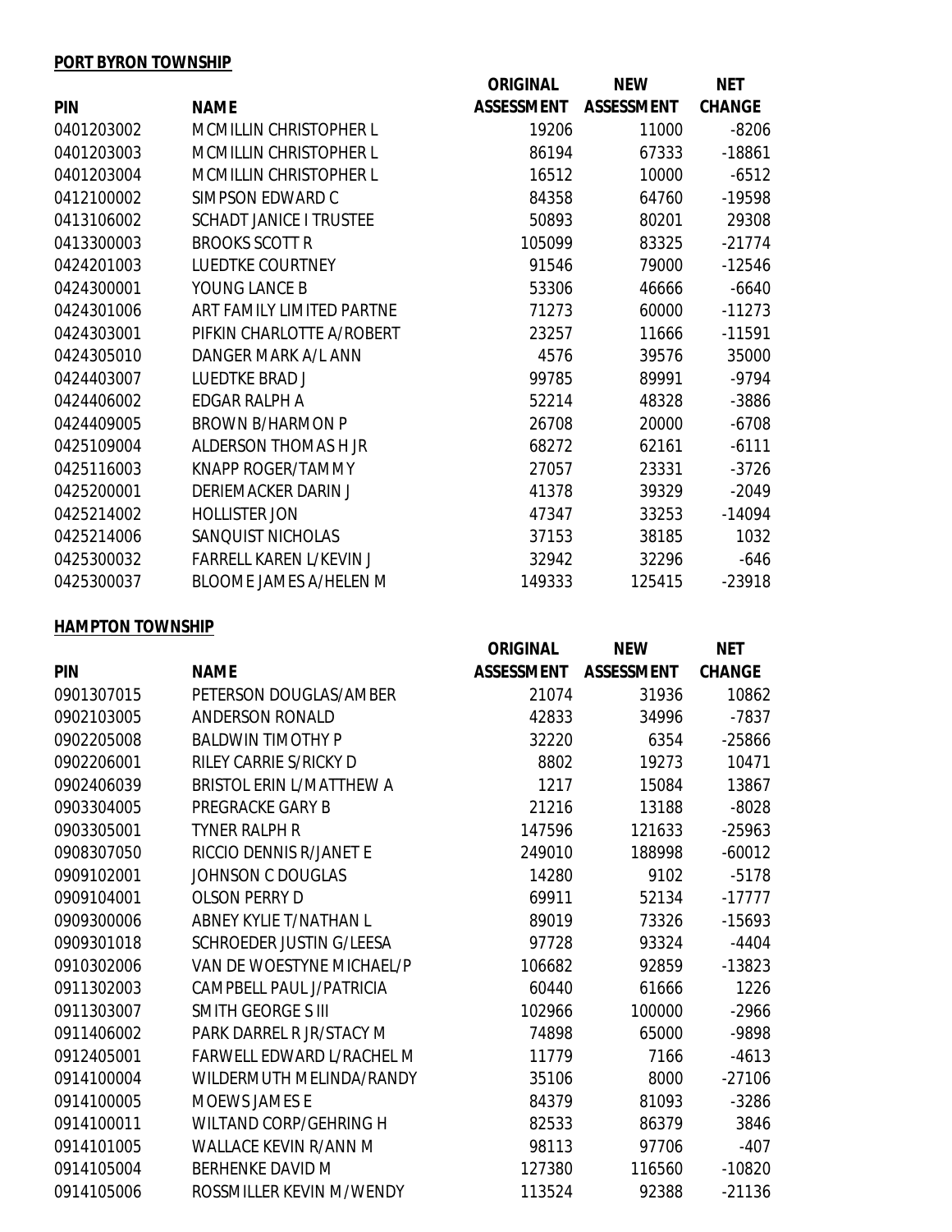**PORT BYRON TOWNSHIP**

| PIN | NAME | ORIGINAL ASSESSMENT | NEW ASSESSMENT | NET CHANGE |
|---|---|---|---|---|
| 0401203002 | MCMILLIN CHRISTOPHER L | 19206 | 11000 | -8206 |
| 0401203003 | MCMILLIN CHRISTOPHER L | 86194 | 67333 | -18861 |
| 0401203004 | MCMILLIN CHRISTOPHER L | 16512 | 10000 | -6512 |
| 0412100002 | SIMPSON EDWARD C | 84358 | 64760 | -19598 |
| 0413106002 | SCHADT JANICE I TRUSTEE | 50893 | 80201 | 29308 |
| 0413300003 | BROOKS SCOTT R | 105099 | 83325 | -21774 |
| 0424201003 | LUEDTKE COURTNEY | 91546 | 79000 | -12546 |
| 0424300001 | YOUNG LANCE B | 53306 | 46666 | -6640 |
| 0424301006 | ART FAMILY LIMITED PARTNE | 71273 | 60000 | -11273 |
| 0424303001 | PIFKIN CHARLOTTE A/ROBERT | 23257 | 11666 | -11591 |
| 0424305010 | DANGER MARK A/L ANN | 4576 | 39576 | 35000 |
| 0424403007 | LUEDTKE BRAD J | 99785 | 89991 | -9794 |
| 0424406002 | EDGAR RALPH A | 52214 | 48328 | -3886 |
| 0424409005 | BROWN B/HARMON P | 26708 | 20000 | -6708 |
| 0425109004 | ALDERSON THOMAS H JR | 68272 | 62161 | -6111 |
| 0425116003 | KNAPP ROGER/TAMMY | 27057 | 23331 | -3726 |
| 0425200001 | DERIEMACKER DARIN J | 41378 | 39329 | -2049 |
| 0425214002 | HOLLISTER JON | 47347 | 33253 | -14094 |
| 0425214006 | SANQUIST NICHOLAS | 37153 | 38185 | 1032 |
| 0425300032 | FARRELL KAREN L/KEVIN J | 32942 | 32296 | -646 |
| 0425300037 | BLOOME JAMES A/HELEN M | 149333 | 125415 | -23918 |

**HAMPTON TOWNSHIP**

| PIN | NAME | ORIGINAL ASSESSMENT | NEW ASSESSMENT | NET CHANGE |
|---|---|---|---|---|
| 0901307015 | PETERSON DOUGLAS/AMBER | 21074 | 31936 | 10862 |
| 0902103005 | ANDERSON RONALD | 42833 | 34996 | -7837 |
| 0902205008 | BALDWIN TIMOTHY P | 32220 | 6354 | -25866 |
| 0902206001 | RILEY CARRIE S/RICKY D | 8802 | 19273 | 10471 |
| 0902406039 | BRISTOL ERIN L/MATTHEW A | 1217 | 15084 | 13867 |
| 0903304005 | PREGRACKE GARY B | 21216 | 13188 | -8028 |
| 0903305001 | TYNER RALPH R | 147596 | 121633 | -25963 |
| 0908307050 | RICCIO DENNIS R/JANET E | 249010 | 188998 | -60012 |
| 0909102001 | JOHNSON C DOUGLAS | 14280 | 9102 | -5178 |
| 0909104001 | OLSON PERRY D | 69911 | 52134 | -17777 |
| 0909300006 | ABNEY KYLIE T/NATHAN L | 89019 | 73326 | -15693 |
| 0909301018 | SCHROEDER JUSTIN G/LEESA | 97728 | 93324 | -4404 |
| 0910302006 | VAN DE WOESTYNE MICHAEL/P | 106682 | 92859 | -13823 |
| 0911302003 | CAMPBELL PAUL J/PATRICIA | 60440 | 61666 | 1226 |
| 0911303007 | SMITH GEORGE S III | 102966 | 100000 | -2966 |
| 0911406002 | PARK DARREL R JR/STACY M | 74898 | 65000 | -9898 |
| 0912405001 | FARWELL EDWARD L/RACHEL M | 11779 | 7166 | -4613 |
| 0914100004 | WILDERMUTH MELINDA/RANDY | 35106 | 8000 | -27106 |
| 0914100005 | MOEWS JAMES E | 84379 | 81093 | -3286 |
| 0914100011 | WILTAND CORP/GEHRING H | 82533 | 86379 | 3846 |
| 0914101005 | WALLACE KEVIN R/ANN M | 98113 | 97706 | -407 |
| 0914105004 | BERHENKE DAVID M | 127380 | 116560 | -10820 |
| 0914105006 | ROSSMILLER KEVIN M/WENDY | 113524 | 92388 | -21136 |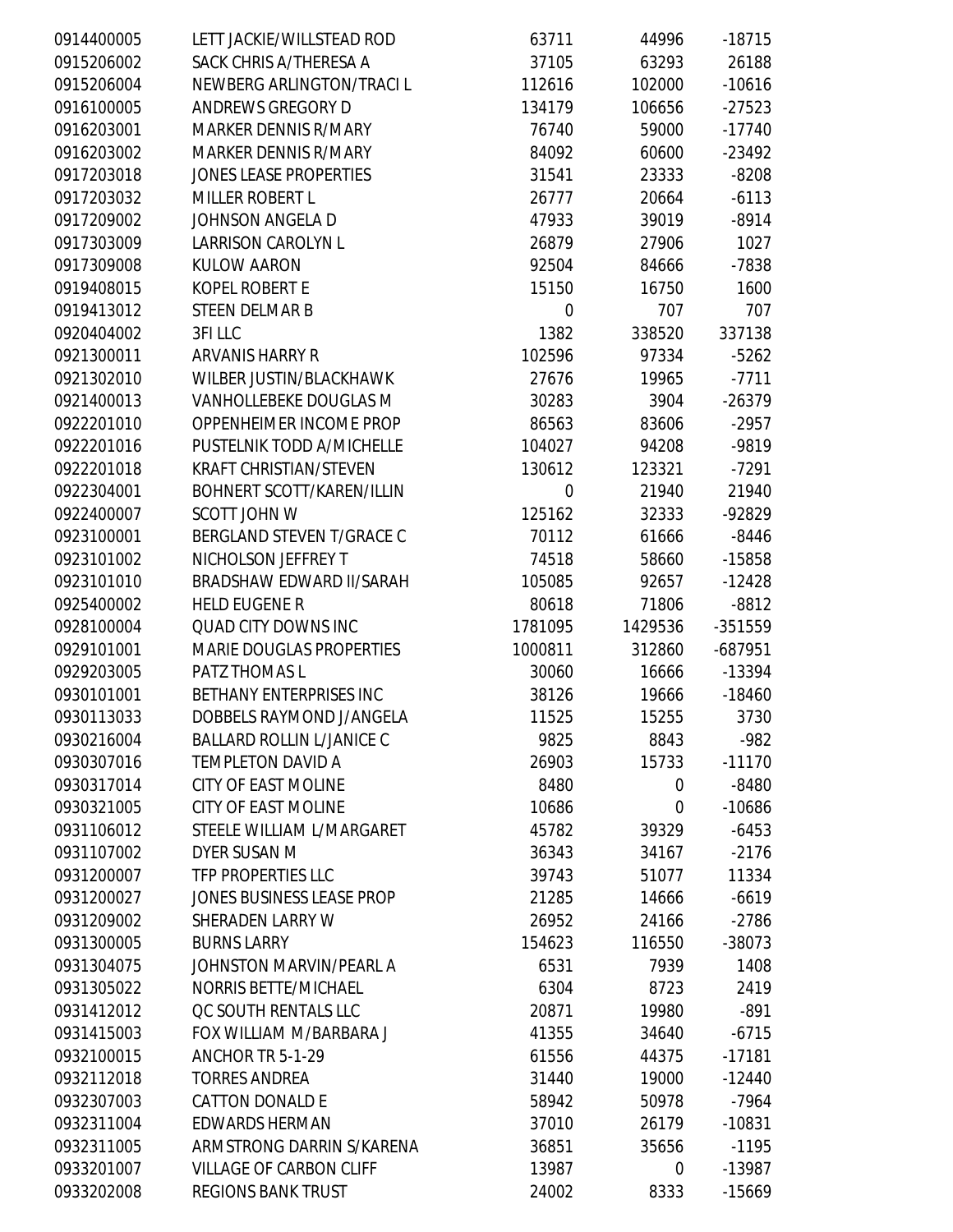| | | | | |
|---|---|---|---|---|
| 0914400005 | LETT JACKIE/WILLSTEAD ROD | 63711 | 44996 | -18715 |
| 0915206002 | SACK CHRIS A/THERESA A | 37105 | 63293 | 26188 |
| 0915206004 | NEWBERG ARLINGTON/TRACI L | 112616 | 102000 | -10616 |
| 0916100005 | ANDREWS GREGORY D | 134179 | 106656 | -27523 |
| 0916203001 | MARKER DENNIS R/MARY | 76740 | 59000 | -17740 |
| 0916203002 | MARKER DENNIS R/MARY | 84092 | 60600 | -23492 |
| 0917203018 | JONES LEASE PROPERTIES | 31541 | 23333 | -8208 |
| 0917203032 | MILLER ROBERT L | 26777 | 20664 | -6113 |
| 0917209002 | JOHNSON ANGELA D | 47933 | 39019 | -8914 |
| 0917303009 | LARRISON CAROLYN L | 26879 | 27906 | 1027 |
| 0917309008 | KULOW AARON | 92504 | 84666 | -7838 |
| 0919408015 | KOPEL ROBERT E | 15150 | 16750 | 1600 |
| 0919413012 | STEEN DELMAR B | 0 | 707 | 707 |
| 0920404002 | 3FI LLC | 1382 | 338520 | 337138 |
| 0921300011 | ARVANIS HARRY R | 102596 | 97334 | -5262 |
| 0921302010 | WILBER JUSTIN/BLACKHAWK | 27676 | 19965 | -7711 |
| 0921400013 | VANHOLLEBEKE DOUGLAS M | 30283 | 3904 | -26379 |
| 0922201010 | OPPENHEIMER INCOME PROP | 86563 | 83606 | -2957 |
| 0922201016 | PUSTELNIK TODD A/MICHELLE | 104027 | 94208 | -9819 |
| 0922201018 | KRAFT CHRISTIAN/STEVEN | 130612 | 123321 | -7291 |
| 0922304001 | BOHNERT SCOTT/KAREN/ILLIN | 0 | 21940 | 21940 |
| 0922400007 | SCOTT JOHN W | 125162 | 32333 | -92829 |
| 0923100001 | BERGLAND STEVEN T/GRACE C | 70112 | 61666 | -8446 |
| 0923101002 | NICHOLSON JEFFREY T | 74518 | 58660 | -15858 |
| 0923101010 | BRADSHAW EDWARD II/SARAH | 105085 | 92657 | -12428 |
| 0925400002 | HELD EUGENE R | 80618 | 71806 | -8812 |
| 0928100004 | QUAD CITY DOWNS INC | 1781095 | 1429536 | -351559 |
| 0929101001 | MARIE DOUGLAS PROPERTIES | 1000811 | 312860 | -687951 |
| 0929203005 | PATZ THOMAS L | 30060 | 16666 | -13394 |
| 0930101001 | BETHANY ENTERPRISES INC | 38126 | 19666 | -18460 |
| 0930113033 | DOBBELS RAYMOND J/ANGELA | 11525 | 15255 | 3730 |
| 0930216004 | BALLARD ROLLIN L/JANICE C | 9825 | 8843 | -982 |
| 0930307016 | TEMPLETON DAVID A | 26903 | 15733 | -11170 |
| 0930317014 | CITY OF EAST MOLINE | 8480 | 0 | -8480 |
| 0930321005 | CITY OF EAST MOLINE | 10686 | 0 | -10686 |
| 0931106012 | STEELE WILLIAM L/MARGARET | 45782 | 39329 | -6453 |
| 0931107002 | DYER SUSAN M | 36343 | 34167 | -2176 |
| 0931200007 | TFP PROPERTIES LLC | 39743 | 51077 | 11334 |
| 0931200027 | JONES BUSINESS LEASE PROP | 21285 | 14666 | -6619 |
| 0931209002 | SHERADEN LARRY W | 26952 | 24166 | -2786 |
| 0931300005 | BURNS LARRY | 154623 | 116550 | -38073 |
| 0931304075 | JOHNSTON MARVIN/PEARL A | 6531 | 7939 | 1408 |
| 0931305022 | NORRIS BETTE/MICHAEL | 6304 | 8723 | 2419 |
| 0931412012 | QC SOUTH RENTALS LLC | 20871 | 19980 | -891 |
| 0931415003 | FOX WILLIAM M/BARBARA J | 41355 | 34640 | -6715 |
| 0932100015 | ANCHOR TR 5-1-29 | 61556 | 44375 | -17181 |
| 0932112018 | TORRES ANDREA | 31440 | 19000 | -12440 |
| 0932307003 | CATTON DONALD E | 58942 | 50978 | -7964 |
| 0932311004 | EDWARDS HERMAN | 37010 | 26179 | -10831 |
| 0932311005 | ARMSTRONG DARRIN S/KARENA | 36851 | 35656 | -1195 |
| 0933201007 | VILLAGE OF CARBON CLIFF | 13987 | 0 | -13987 |
| 0933202008 | REGIONS BANK TRUST | 24002 | 8333 | -15669 |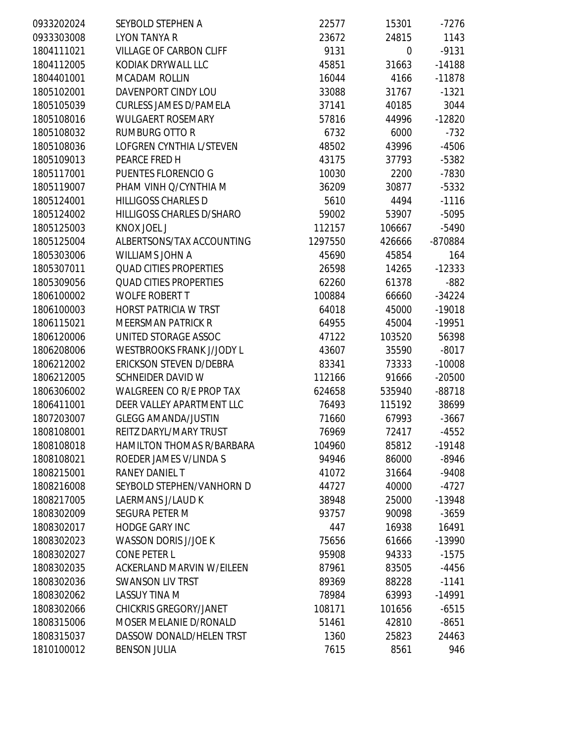| | | | | |
|---|---|---|---|---|
| 0933202024 | SEYBOLD STEPHEN A | 22577 | 15301 | -7276 |
| 0933303008 | LYON TANYA R | 23672 | 24815 | 1143 |
| 1804111021 | VILLAGE OF CARBON CLIFF | 9131 | 0 | -9131 |
| 1804112005 | KODIAK DRYWALL LLC | 45851 | 31663 | -14188 |
| 1804401001 | MCADAM ROLLIN | 16044 | 4166 | -11878 |
| 1805102001 | DAVENPORT CINDY LOU | 33088 | 31767 | -1321 |
| 1805105039 | CURLESS JAMES D/PAMELA | 37141 | 40185 | 3044 |
| 1805108016 | WULGAERT ROSEMARY | 57816 | 44996 | -12820 |
| 1805108032 | RUMBURG OTTO R | 6732 | 6000 | -732 |
| 1805108036 | LOFGREN CYNTHIA L/STEVEN | 48502 | 43996 | -4506 |
| 1805109013 | PEARCE FRED H | 43175 | 37793 | -5382 |
| 1805117001 | PUENTES FLORENCIO G | 10030 | 2200 | -7830 |
| 1805119007 | PHAM VINH Q/CYNTHIA M | 36209 | 30877 | -5332 |
| 1805124001 | HILLIGOSS CHARLES D | 5610 | 4494 | -1116 |
| 1805124002 | HILLIGOSS CHARLES D/SHARO | 59002 | 53907 | -5095 |
| 1805125003 | KNOX JOEL J | 112157 | 106667 | -5490 |
| 1805125004 | ALBERTSONS/TAX ACCOUNTING | 1297550 | 426666 | -870884 |
| 1805303006 | WILLIAMS JOHN A | 45690 | 45854 | 164 |
| 1805307011 | QUAD CITIES PROPERTIES | 26598 | 14265 | -12333 |
| 1805309056 | QUAD CITIES PROPERTIES | 62260 | 61378 | -882 |
| 1806100002 | WOLFE ROBERT T | 100884 | 66660 | -34224 |
| 1806100003 | HORST PATRICIA W TRST | 64018 | 45000 | -19018 |
| 1806115021 | MEERSMAN PATRICK R | 64955 | 45004 | -19951 |
| 1806120006 | UNITED STORAGE ASSOC | 47122 | 103520 | 56398 |
| 1806208006 | WESTBROOKS FRANK J/JODY L | 43607 | 35590 | -8017 |
| 1806212002 | ERICKSON STEVEN D/DEBRA | 83341 | 73333 | -10008 |
| 1806212005 | SCHNEIDER DAVID W | 112166 | 91666 | -20500 |
| 1806306002 | WALGREEN CO R/E PROP TAX | 624658 | 535940 | -88718 |
| 1806411001 | DEER VALLEY APARTMENT LLC | 76493 | 115192 | 38699 |
| 1807203007 | GLEGG AMANDA/JUSTIN | 71660 | 67993 | -3667 |
| 1808108001 | REITZ DARYL/MARY TRUST | 76969 | 72417 | -4552 |
| 1808108018 | HAMILTON THOMAS R/BARBARA | 104960 | 85812 | -19148 |
| 1808108021 | ROEDER JAMES V/LINDA S | 94946 | 86000 | -8946 |
| 1808215001 | RANEY DANIEL T | 41072 | 31664 | -9408 |
| 1808216008 | SEYBOLD STEPHEN/VANHORN D | 44727 | 40000 | -4727 |
| 1808217005 | LAERMANS J/LAUD K | 38948 | 25000 | -13948 |
| 1808302009 | SEGURA PETER M | 93757 | 90098 | -3659 |
| 1808302017 | HODGE GARY INC | 447 | 16938 | 16491 |
| 1808302023 | WASSON DORIS J/JOE K | 75656 | 61666 | -13990 |
| 1808302027 | CONE PETER L | 95908 | 94333 | -1575 |
| 1808302035 | ACKERLAND MARVIN W/EILEEN | 87961 | 83505 | -4456 |
| 1808302036 | SWANSON LIV TRST | 89369 | 88228 | -1141 |
| 1808302062 | LASSUY TINA M | 78984 | 63993 | -14991 |
| 1808302066 | CHICKRIS GREGORY/JANET | 108171 | 101656 | -6515 |
| 1808315006 | MOSER MELANIE D/RONALD | 51461 | 42810 | -8651 |
| 1808315037 | DASSOW DONALD/HELEN TRST | 1360 | 25823 | 24463 |
| 1810100012 | BENSON JULIA | 7615 | 8561 | 946 |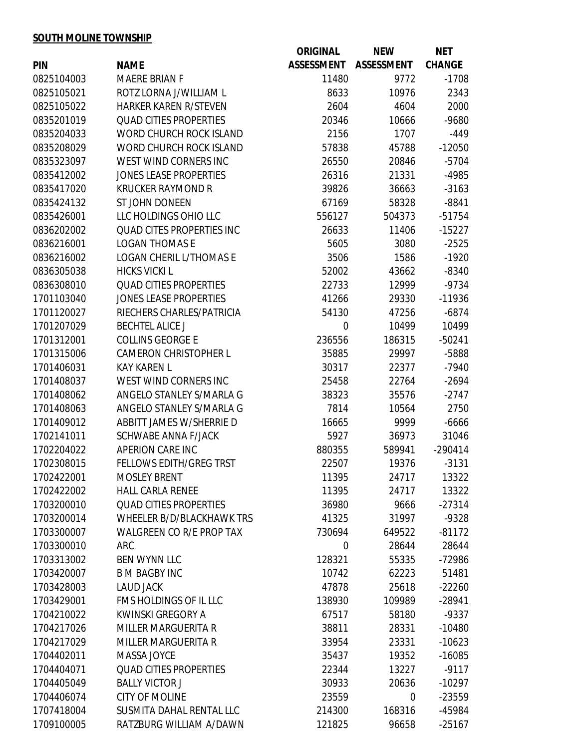**SOUTH MOLINE TOWNSHIP**

| PIN | NAME | ORIGINAL ASSESSMENT | NEW ASSESSMENT | NET CHANGE |
|---|---|---|---|---|
| 0825104003 | MAERE BRIAN F | 11480 | 9772 | -1708 |
| 0825105021 | ROTZ LORNA J/WILLIAM L | 8633 | 10976 | 2343 |
| 0825105022 | HARKER KAREN R/STEVEN | 2604 | 4604 | 2000 |
| 0835201019 | QUAD CITIES PROPERTIES | 20346 | 10666 | -9680 |
| 0835204033 | WORD CHURCH ROCK ISLAND | 2156 | 1707 | -449 |
| 0835208029 | WORD CHURCH ROCK ISLAND | 57838 | 45788 | -12050 |
| 0835323097 | WEST WIND CORNERS INC | 26550 | 20846 | -5704 |
| 0835412002 | JONES LEASE PROPERTIES | 26316 | 21331 | -4985 |
| 0835417020 | KRUCKER RAYMOND R | 39826 | 36663 | -3163 |
| 0835424132 | ST JOHN DONEEN | 67169 | 58328 | -8841 |
| 0835426001 | LLC HOLDINGS OHIO LLC | 556127 | 504373 | -51754 |
| 0836202002 | QUAD CITES PROPERTIES INC | 26633 | 11406 | -15227 |
| 0836216001 | LOGAN THOMAS E | 5605 | 3080 | -2525 |
| 0836216002 | LOGAN CHERIL L/THOMAS E | 3506 | 1586 | -1920 |
| 0836305038 | HICKS VICKI L | 52002 | 43662 | -8340 |
| 0836308010 | QUAD CITIES PROPERTIES | 22733 | 12999 | -9734 |
| 1701103040 | JONES LEASE PROPERTIES | 41266 | 29330 | -11936 |
| 1701120027 | RIECHERS CHARLES/PATRICIA | 54130 | 47256 | -6874 |
| 1701207029 | BECHTEL ALICE J | 0 | 10499 | 10499 |
| 1701312001 | COLLINS GEORGE E | 236556 | 186315 | -50241 |
| 1701315006 | CAMERON CHRISTOPHER L | 35885 | 29997 | -5888 |
| 1701406031 | KAY KAREN L | 30317 | 22377 | -7940 |
| 1701408037 | WEST WIND CORNERS INC | 25458 | 22764 | -2694 |
| 1701408062 | ANGELO STANLEY S/MARLA G | 38323 | 35576 | -2747 |
| 1701408063 | ANGELO STANLEY S/MARLA G | 7814 | 10564 | 2750 |
| 1701409012 | ABBITT JAMES W/SHERRIE D | 16665 | 9999 | -6666 |
| 1702141011 | SCHWABE ANNA F/JACK | 5927 | 36973 | 31046 |
| 1702204022 | APERION CARE INC | 880355 | 589941 | -290414 |
| 1702308015 | FELLOWS EDITH/GREG TRST | 22507 | 19376 | -3131 |
| 1702422001 | MOSLEY BRENT | 11395 | 24717 | 13322 |
| 1702422002 | HALL CARLA RENEE | 11395 | 24717 | 13322 |
| 1703200010 | QUAD CITIES PROPERTIES | 36980 | 9666 | -27314 |
| 1703200014 | WHEELER B/D/BLACKHAWK TRS | 41325 | 31997 | -9328 |
| 1703300007 | WALGREEN CO R/E PROP TAX | 730694 | 649522 | -81172 |
| 1703300010 | ARC | 0 | 28644 | 28644 |
| 1703313002 | BEN WYNN LLC | 128321 | 55335 | -72986 |
| 1703420007 | B M BAGBY INC | 10742 | 62223 | 51481 |
| 1703428003 | LAUD JACK | 47878 | 25618 | -22260 |
| 1703429001 | FMS HOLDINGS OF IL LLC | 138930 | 109989 | -28941 |
| 1704210022 | KWINSKI GREGORY A | 67517 | 58180 | -9337 |
| 1704217026 | MILLER MARGUERITA R | 38811 | 28331 | -10480 |
| 1704217029 | MILLER MARGUERITA R | 33954 | 23331 | -10623 |
| 1704402011 | MASSA JOYCE | 35437 | 19352 | -16085 |
| 1704404071 | QUAD CITIES PROPERTIES | 22344 | 13227 | -9117 |
| 1704405049 | BALLY VICTOR J | 30933 | 20636 | -10297 |
| 1704406074 | CITY OF MOLINE | 23559 | 0 | -23559 |
| 1707418004 | SUSMITA DAHAL RENTAL LLC | 214300 | 168316 | -45984 |
| 1709100005 | RATZBURG WILLIAM A/DAWN | 121825 | 96658 | -25167 |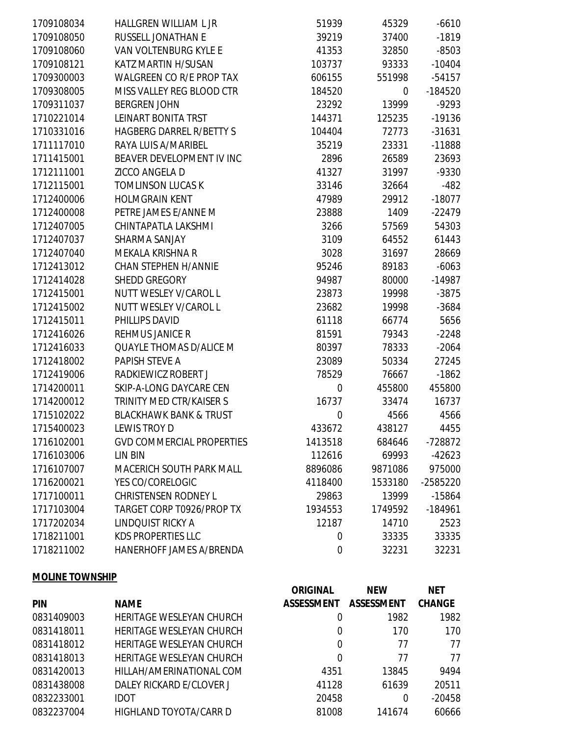| | | | | |
|---|---|---|---|---|
| 1709108034 | HALLGREN WILLIAM L JR | 51939 | 45329 | -6610 |
| 1709108050 | RUSSELL JONATHAN E | 39219 | 37400 | -1819 |
| 1709108060 | VAN VOLTENBURG KYLE E | 41353 | 32850 | -8503 |
| 1709108121 | KATZ MARTIN H/SUSAN | 103737 | 93333 | -10404 |
| 1709300003 | WALGREEN CO R/E PROP TAX | 606155 | 551998 | -54157 |
| 1709308005 | MISS VALLEY REG BLOOD CTR | 184520 | 0 | -184520 |
| 1709311037 | BERGREN JOHN | 23292 | 13999 | -9293 |
| 1710221014 | LEINART BONITA TRST | 144371 | 125235 | -19136 |
| 1710331016 | HAGBERG DARREL R/BETTY S | 104404 | 72773 | -31631 |
| 1711117010 | RAYA LUIS A/MARIBEL | 35219 | 23331 | -11888 |
| 1711415001 | BEAVER DEVELOPMENT IV INC | 2896 | 26589 | 23693 |
| 1712111001 | ZICCO ANGELA D | 41327 | 31997 | -9330 |
| 1712115001 | TOMLINSON LUCAS K | 33146 | 32664 | -482 |
| 1712400006 | HOLMGRAIN KENT | 47989 | 29912 | -18077 |
| 1712400008 | PETRE JAMES E/ANNE M | 23888 | 1409 | -22479 |
| 1712407005 | CHINTAPATLA LAKSHMI | 3266 | 57569 | 54303 |
| 1712407037 | SHARMA SANJAY | 3109 | 64552 | 61443 |
| 1712407040 | MEKALA KRISHNA R | 3028 | 31697 | 28669 |
| 1712413012 | CHAN STEPHEN H/ANNIE | 95246 | 89183 | -6063 |
| 1712414028 | SHEDD GREGORY | 94987 | 80000 | -14987 |
| 1712415001 | NUTT WESLEY V/CAROL L | 23873 | 19998 | -3875 |
| 1712415002 | NUTT WESLEY V/CAROL L | 23682 | 19998 | -3684 |
| 1712415011 | PHILLIPS DAVID | 61118 | 66774 | 5656 |
| 1712416026 | REHMUS JANICE R | 81591 | 79343 | -2248 |
| 1712416033 | QUAYLE THOMAS D/ALICE M | 80397 | 78333 | -2064 |
| 1712418002 | PAPISH STEVE A | 23089 | 50334 | 27245 |
| 1712419006 | RADKIEWICZ ROBERT J | 78529 | 76667 | -1862 |
| 1714200011 | SKIP-A-LONG DAYCARE CEN | 0 | 455800 | 455800 |
| 1714200012 | TRINITY MED CTR/KAISER S | 16737 | 33474 | 16737 |
| 1715102022 | BLACKHAWK BANK & TRUST | 0 | 4566 | 4566 |
| 1715400023 | LEWIS TROY D | 433672 | 438127 | 4455 |
| 1716102001 | GVD COMMERCIAL PROPERTIES | 1413518 | 684646 | -728872 |
| 1716103006 | LIN BIN | 112616 | 69993 | -42623 |
| 1716107007 | MACERICH SOUTH PARK MALL | 8896086 | 9871086 | 975000 |
| 1716200021 | YES CO/CORELOGIC | 4118400 | 1533180 | -2585220 |
| 1717100011 | CHRISTENSEN RODNEY L | 29863 | 13999 | -15864 |
| 1717103004 | TARGET CORP T0926/PROP TX | 1934553 | 1749592 | -184961 |
| 1717202034 | LINDQUIST RICKY A | 12187 | 14710 | 2523 |
| 1718211001 | KDS PROPERTIES LLC | 0 | 33335 | 33335 |
| 1718211002 | HANERHOFF JAMES A/BRENDA | 0 | 32231 | 32231 |

**MOLINE TOWNSHIP**

| PIN | NAME | ORIGINAL ASSESSMENT | NEW ASSESSMENT | NET CHANGE |
|---|---|---|---|---|
| 0831409003 | HERITAGE WESLEYAN CHURCH | 0 | 1982 | 1982 |
| 0831418011 | HERITAGE WESLEYAN CHURCH | 0 | 170 | 170 |
| 0831418012 | HERITAGE WESLEYAN CHURCH | 0 | 77 | 77 |
| 0831418013 | HERITAGE WESLEYAN CHURCH | 0 | 77 | 77 |
| 0831420013 | HILLAH/AMERINATIONAL COM | 4351 | 13845 | 9494 |
| 0831438008 | DALEY RICKARD E/CLOVER J | 41128 | 61639 | 20511 |
| 0832233001 | IDOT | 20458 | 0 | -20458 |
| 0832237004 | HIGHLAND TOYOTA/CARR D | 81008 | 141674 | 60666 |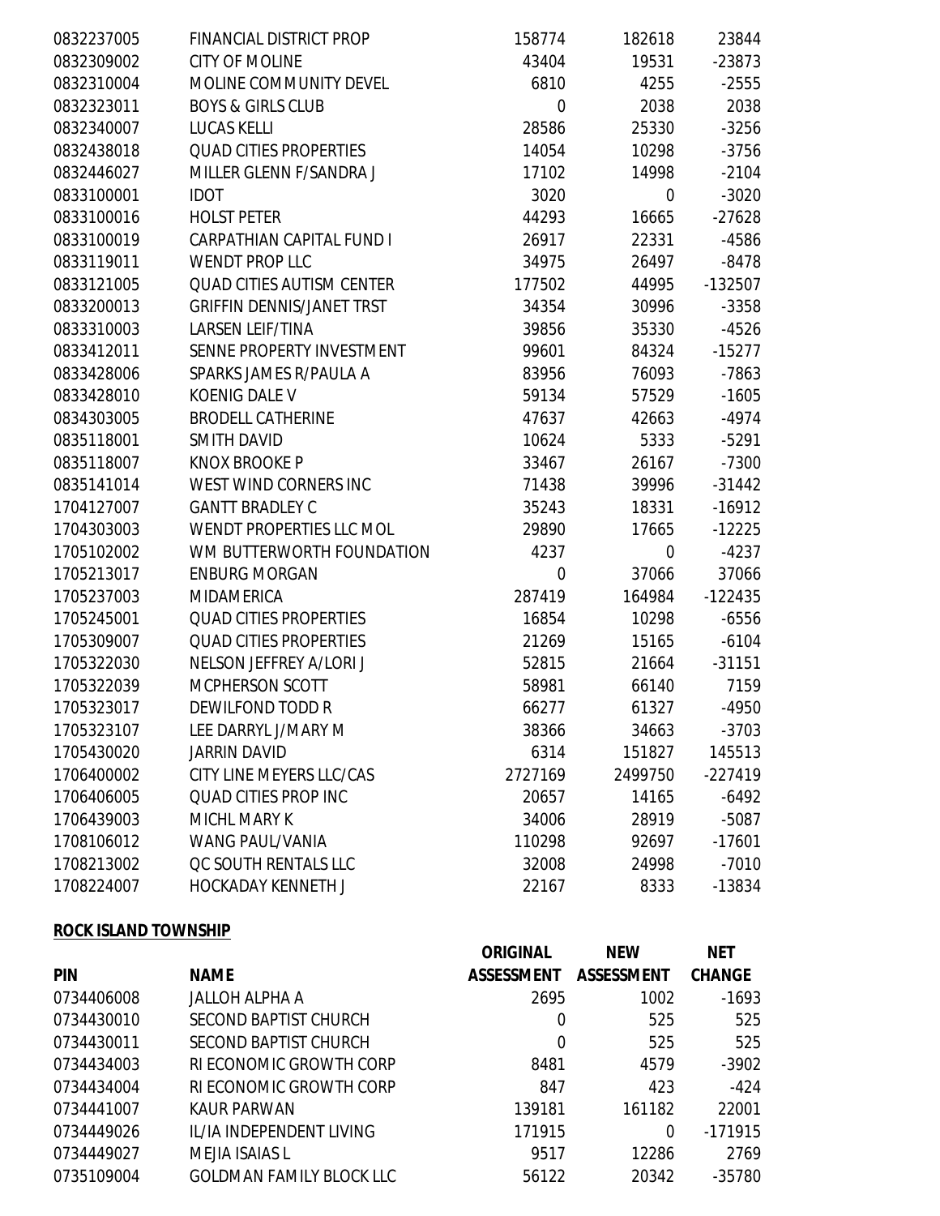| | | | | |
|---|---|---|---|---|
| 0832237005 | FINANCIAL DISTRICT PROP | 158774 | 182618 | 23844 |
| 0832309002 | CITY OF MOLINE | 43404 | 19531 | -23873 |
| 0832310004 | MOLINE COMMUNITY DEVEL | 6810 | 4255 | -2555 |
| 0832323011 | BOYS & GIRLS CLUB | 0 | 2038 | 2038 |
| 0832340007 | LUCAS KELLI | 28586 | 25330 | -3256 |
| 0832438018 | QUAD CITIES PROPERTIES | 14054 | 10298 | -3756 |
| 0832446027 | MILLER GLENN F/SANDRA J | 17102 | 14998 | -2104 |
| 0833100001 | IDOT | 3020 | 0 | -3020 |
| 0833100016 | HOLST PETER | 44293 | 16665 | -27628 |
| 0833100019 | CARPATHIAN CAPITAL FUND I | 26917 | 22331 | -4586 |
| 0833119011 | WENDT PROP LLC | 34975 | 26497 | -8478 |
| 0833121005 | QUAD CITIES AUTISM CENTER | 177502 | 44995 | -132507 |
| 0833200013 | GRIFFIN DENNIS/JANET TRST | 34354 | 30996 | -3358 |
| 0833310003 | LARSEN LEIF/TINA | 39856 | 35330 | -4526 |
| 0833412011 | SENNE PROPERTY INVESTMENT | 99601 | 84324 | -15277 |
| 0833428006 | SPARKS JAMES R/PAULA A | 83956 | 76093 | -7863 |
| 0833428010 | KOENIG DALE V | 59134 | 57529 | -1605 |
| 0834303005 | BRODELL CATHERINE | 47637 | 42663 | -4974 |
| 0835118001 | SMITH DAVID | 10624 | 5333 | -5291 |
| 0835118007 | KNOX BROOKE P | 33467 | 26167 | -7300 |
| 0835141014 | WEST WIND CORNERS INC | 71438 | 39996 | -31442 |
| 1704127007 | GANTT BRADLEY C | 35243 | 18331 | -16912 |
| 1704303003 | WENDT PROPERTIES LLC MOL | 29890 | 17665 | -12225 |
| 1705102002 | WM BUTTERWORTH FOUNDATION | 4237 | 0 | -4237 |
| 1705213017 | ENBURG MORGAN | 0 | 37066 | 37066 |
| 1705237003 | MIDAMERICA | 287419 | 164984 | -122435 |
| 1705245001 | QUAD CITIES PROPERTIES | 16854 | 10298 | -6556 |
| 1705309007 | QUAD CITIES PROPERTIES | 21269 | 15165 | -6104 |
| 1705322030 | NELSON JEFFREY A/LORI J | 52815 | 21664 | -31151 |
| 1705322039 | MCPHERSON SCOTT | 58981 | 66140 | 7159 |
| 1705323017 | DEWILFOND TODD R | 66277 | 61327 | -4950 |
| 1705323107 | LEE DARRYL J/MARY M | 38366 | 34663 | -3703 |
| 1705430020 | JARRIN DAVID | 6314 | 151827 | 145513 |
| 1706400002 | CITY LINE MEYERS LLC/CAS | 2727169 | 2499750 | -227419 |
| 1706406005 | QUAD CITIES PROP INC | 20657 | 14165 | -6492 |
| 1706439003 | MICHL MARY K | 34006 | 28919 | -5087 |
| 1708106012 | WANG PAUL/VANIA | 110298 | 92697 | -17601 |
| 1708213002 | QC SOUTH RENTALS LLC | 32008 | 24998 | -7010 |
| 1708224007 | HOCKADAY KENNETH J | 22167 | 8333 | -13834 |

**ROCK ISLAND TOWNSHIP**

| PIN | NAME | ORIGINAL ASSESSMENT | NEW ASSESSMENT | NET CHANGE |
|---|---|---|---|---|
| 0734406008 | JALLOH ALPHA A | 2695 | 1002 | -1693 |
| 0734430010 | SECOND BAPTIST CHURCH | 0 | 525 | 525 |
| 0734430011 | SECOND BAPTIST CHURCH | 0 | 525 | 525 |
| 0734434003 | RI ECONOMIC GROWTH CORP | 8481 | 4579 | -3902 |
| 0734434004 | RI ECONOMIC GROWTH CORP | 847 | 423 | -424 |
| 0734441007 | KAUR PARWAN | 139181 | 161182 | 22001 |
| 0734449026 | IL/IA INDEPENDENT LIVING | 171915 | 0 | -171915 |
| 0734449027 | MEJIA ISAIAS L | 9517 | 12286 | 2769 |
| 0735109004 | GOLDMAN FAMILY BLOCK LLC | 56122 | 20342 | -35780 |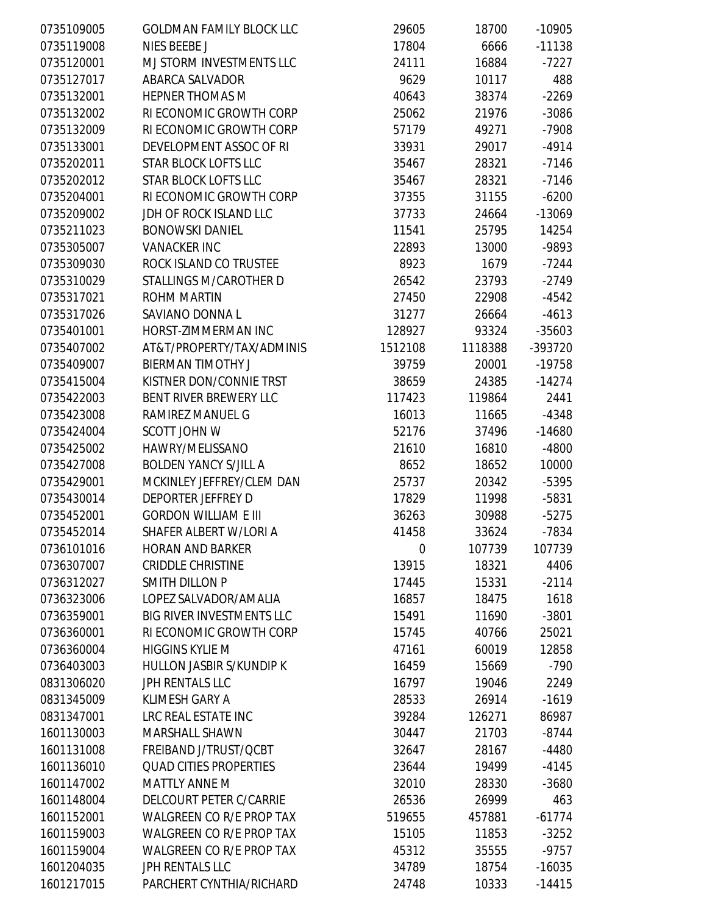| | | | | |
|---|---|---|---|---|
| 0735109005 | GOLDMAN FAMILY BLOCK LLC | 29605 | 18700 | -10905 |
| 0735119008 | NIES BEEBE J | 17804 | 6666 | -11138 |
| 0735120001 | M J STORM INVESTMENTS LLC | 24111 | 16884 | -7227 |
| 0735127017 | ABARCA SALVADOR | 9629 | 10117 | 488 |
| 0735132001 | HEPNER THOMAS M | 40643 | 38374 | -2269 |
| 0735132002 | RI ECONOMIC GROWTH CORP | 25062 | 21976 | -3086 |
| 0735132009 | RI ECONOMIC GROWTH CORP | 57179 | 49271 | -7908 |
| 0735133001 | DEVELOPMENT ASSOC OF RI | 33931 | 29017 | -4914 |
| 0735202011 | STAR BLOCK LOFTS LLC | 35467 | 28321 | -7146 |
| 0735202012 | STAR BLOCK LOFTS LLC | 35467 | 28321 | -7146 |
| 0735204001 | RI ECONOMIC GROWTH CORP | 37355 | 31155 | -6200 |
| 0735209002 | JDH OF ROCK ISLAND LLC | 37733 | 24664 | -13069 |
| 0735211023 | BONOWSKI DANIEL | 11541 | 25795 | 14254 |
| 0735305007 | VANACKER INC | 22893 | 13000 | -9893 |
| 0735309030 | ROCK ISLAND CO TRUSTEE | 8923 | 1679 | -7244 |
| 0735310029 | STALLINGS M/CAROTHER D | 26542 | 23793 | -2749 |
| 0735317021 | ROHM MARTIN | 27450 | 22908 | -4542 |
| 0735317026 | SAVIANO DONNA L | 31277 | 26664 | -4613 |
| 0735401001 | HORST-ZIMMERMAN INC | 128927 | 93324 | -35603 |
| 0735407002 | AT&T/PROPERTY/TAX/ADMINIS | 1512108 | 1118388 | -393720 |
| 0735409007 | BIERMAN TIMOTHY J | 39759 | 20001 | -19758 |
| 0735415004 | KISTNER DON/CONNIE TRST | 38659 | 24385 | -14274 |
| 0735422003 | BENT RIVER BREWERY LLC | 117423 | 119864 | 2441 |
| 0735423008 | RAMIREZ MANUEL G | 16013 | 11665 | -4348 |
| 0735424004 | SCOTT JOHN W | 52176 | 37496 | -14680 |
| 0735425002 | HAWRY/MELISSANO | 21610 | 16810 | -4800 |
| 0735427008 | BOLDEN YANCY S/JILL A | 8652 | 18652 | 10000 |
| 0735429001 | MCKINLEY JEFFREY/CLEM DAN | 25737 | 20342 | -5395 |
| 0735430014 | DEPORTER JEFFREY D | 17829 | 11998 | -5831 |
| 0735452001 | GORDON WILLIAM E III | 36263 | 30988 | -5275 |
| 0735452014 | SHAFER ALBERT W/LORI A | 41458 | 33624 | -7834 |
| 0736101016 | HORAN AND BARKER | 0 | 107739 | 107739 |
| 0736307007 | CRIDDLE CHRISTINE | 13915 | 18321 | 4406 |
| 0736312027 | SMITH DILLON P | 17445 | 15331 | -2114 |
| 0736323006 | LOPEZ SALVADOR/AMALIA | 16857 | 18475 | 1618 |
| 0736359001 | BIG RIVER INVESTMENTS LLC | 15491 | 11690 | -3801 |
| 0736360001 | RI ECONOMIC GROWTH CORP | 15745 | 40766 | 25021 |
| 0736360004 | HIGGINS KYLIE M | 47161 | 60019 | 12858 |
| 0736403003 | HULLON JASBIR S/KUNDIP K | 16459 | 15669 | -790 |
| 0831306020 | JPH RENTALS LLC | 16797 | 19046 | 2249 |
| 0831345009 | KLIMESH GARY A | 28533 | 26914 | -1619 |
| 0831347001 | LRC REAL ESTATE INC | 39284 | 126271 | 86987 |
| 1601130003 | MARSHALL SHAWN | 30447 | 21703 | -8744 |
| 1601131008 | FREIBAND J/TRUST/QCBT | 32647 | 28167 | -4480 |
| 1601136010 | QUAD CITIES PROPERTIES | 23644 | 19499 | -4145 |
| 1601147002 | MATTLY ANNE M | 32010 | 28330 | -3680 |
| 1601148004 | DELCOURT PETER C/CARRIE | 26536 | 26999 | 463 |
| 1601152001 | WALGREEN CO R/E PROP TAX | 519655 | 457881 | -61774 |
| 1601159003 | WALGREEN CO R/E PROP TAX | 15105 | 11853 | -3252 |
| 1601159004 | WALGREEN CO R/E PROP TAX | 45312 | 35555 | -9757 |
| 1601204035 | JPH RENTALS LLC | 34789 | 18754 | -16035 |
| 1601217015 | PARCHERT CYNTHIA/RICHARD | 24748 | 10333 | -14415 |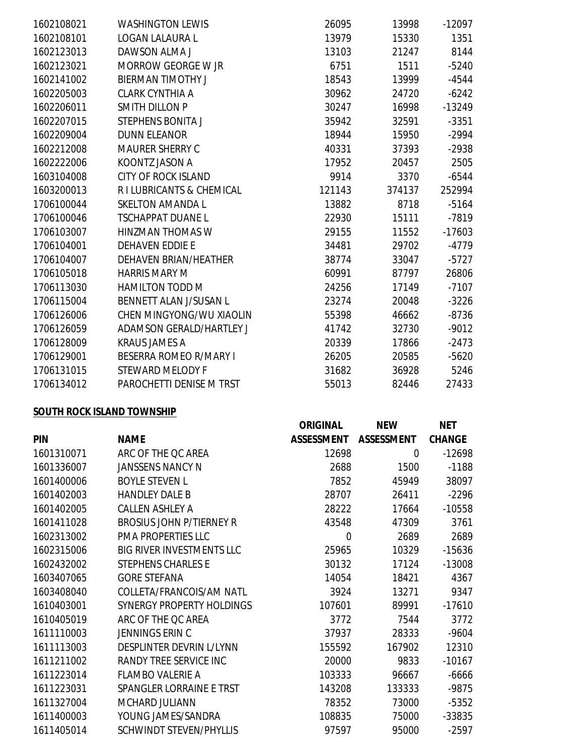| | | | | |
|---|---|---|---|---|
| 1602108021 | WASHINGTON LEWIS | 26095 | 13998 | -12097 |
| 1602108101 | LOGAN LALAURA L | 13979 | 15330 | 1351 |
| 1602123013 | DAWSON ALMA J | 13103 | 21247 | 8144 |
| 1602123021 | MORROW GEORGE W JR | 6751 | 1511 | -5240 |
| 1602141002 | BIERMAN TIMOTHY J | 18543 | 13999 | -4544 |
| 1602205003 | CLARK CYNTHIA A | 30962 | 24720 | -6242 |
| 1602206011 | SMITH DILLON P | 30247 | 16998 | -13249 |
| 1602207015 | STEPHENS BONITA J | 35942 | 32591 | -3351 |
| 1602209004 | DUNN ELEANOR | 18944 | 15950 | -2994 |
| 1602212008 | MAURER SHERRY C | 40331 | 37393 | -2938 |
| 1602222006 | KOONTZ JASON A | 17952 | 20457 | 2505 |
| 1603104008 | CITY OF ROCK ISLAND | 9914 | 3370 | -6544 |
| 1603200013 | R I LUBRICANTS & CHEMICAL | 121143 | 374137 | 252994 |
| 1706100044 | SKELTON AMANDA L | 13882 | 8718 | -5164 |
| 1706100046 | TSCHAPPAT DUANE L | 22930 | 15111 | -7819 |
| 1706103007 | HINZMAN THOMAS W | 29155 | 11552 | -17603 |
| 1706104001 | DEHAVEN EDDIE E | 34481 | 29702 | -4779 |
| 1706104007 | DEHAVEN BRIAN/HEATHER | 38774 | 33047 | -5727 |
| 1706105018 | HARRIS MARY M | 60991 | 87797 | 26806 |
| 1706113030 | HAMILTON TODD M | 24256 | 17149 | -7107 |
| 1706115004 | BENNETT ALAN J/SUSAN L | 23274 | 20048 | -3226 |
| 1706126006 | CHEN MINGYONG/WU XIAOLIN | 55398 | 46662 | -8736 |
| 1706126059 | ADAMSON GERALD/HARTLEY J | 41742 | 32730 | -9012 |
| 1706128009 | KRAUS JAMES A | 20339 | 17866 | -2473 |
| 1706129001 | BESERRA ROMEO R/MARY I | 26205 | 20585 | -5620 |
| 1706131015 | STEWARD MELODY F | 31682 | 36928 | 5246 |
| 1706134012 | PAROCHETTI DENISE M TRST | 55013 | 82446 | 27433 |

**SOUTH ROCK ISLAND TOWNSHIP**

| PIN | NAME | ORIGINAL ASSESSMENT | NEW ASSESSMENT | NET CHANGE |
|---|---|---|---|---|
| 1601310071 | ARC OF THE QC AREA | 12698 | 0 | -12698 |
| 1601336007 | JANSSENS NANCY N | 2688 | 1500 | -1188 |
| 1601400006 | BOYLE STEVEN L | 7852 | 45949 | 38097 |
| 1601402003 | HANDLEY DALE B | 28707 | 26411 | -2296 |
| 1601402005 | CALLEN ASHLEY A | 28222 | 17664 | -10558 |
| 1601411028 | BROSIUS JOHN P/TIERNEY R | 43548 | 47309 | 3761 |
| 1602313002 | PMA PROPERTIES LLC | 0 | 2689 | 2689 |
| 1602315006 | BIG RIVER INVESTMENTS LLC | 25965 | 10329 | -15636 |
| 1602432002 | STEPHENS CHARLES E | 30132 | 17124 | -13008 |
| 1603407065 | GORE STEFANA | 14054 | 18421 | 4367 |
| 1603408040 | COLLETA/FRANCOIS/AM NATL | 3924 | 13271 | 9347 |
| 1610403001 | SYNERGY PROPERTY HOLDINGS | 107601 | 89991 | -17610 |
| 1610405019 | ARC OF THE QC AREA | 3772 | 7544 | 3772 |
| 1611110003 | JENNINGS ERIN C | 37937 | 28333 | -9604 |
| 1611113003 | DESPLINTER DEVRIN L/LYNN | 155592 | 167902 | 12310 |
| 1611211002 | RANDY TREE SERVICE INC | 20000 | 9833 | -10167 |
| 1611223014 | FLAMBO VALERIE A | 103333 | 96667 | -6666 |
| 1611223031 | SPANGLER LORRAINE E TRST | 143208 | 133333 | -9875 |
| 1611327004 | MCHARD JULIANN | 78352 | 73000 | -5352 |
| 1611400003 | YOUNG JAMES/SANDRA | 108835 | 75000 | -33835 |
| 1611405014 | SCHWINDT STEVEN/PHYLLIS | 97597 | 95000 | -2597 |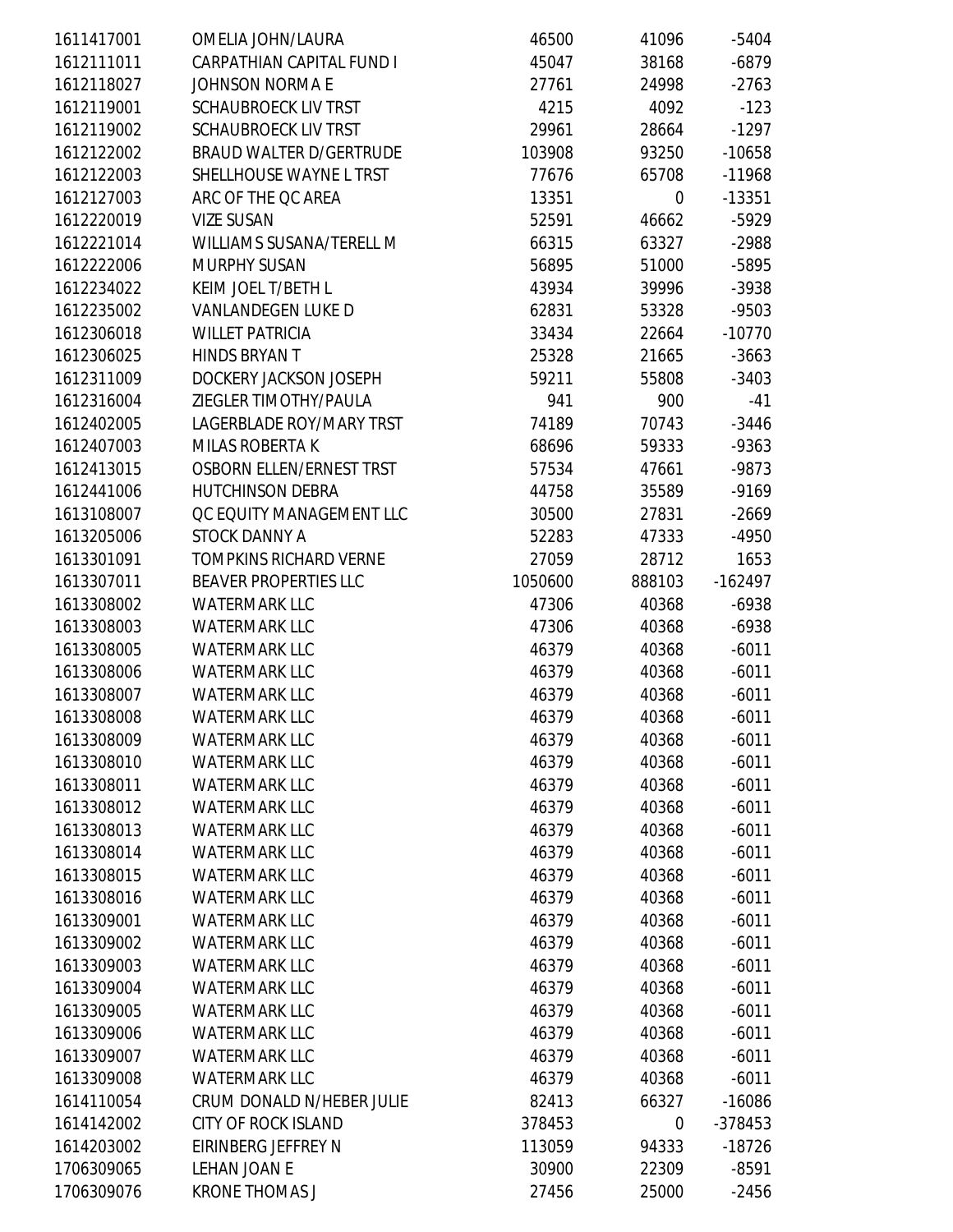| | | | | |
|---|---|---|---|---|
| 1611417001 | OMELIA JOHN/LAURA | 46500 | 41096 | -5404 |
| 1612111011 | CARPATHIAN CAPITAL FUND I | 45047 | 38168 | -6879 |
| 1612118027 | JOHNSON NORMA E | 27761 | 24998 | -2763 |
| 1612119001 | SCHAUBROECK LIV TRST | 4215 | 4092 | -123 |
| 1612119002 | SCHAUBROECK LIV TRST | 29961 | 28664 | -1297 |
| 1612122002 | BRAUD WALTER D/GERTRUDE | 103908 | 93250 | -10658 |
| 1612122003 | SHELLHOUSE WAYNE L TRST | 77676 | 65708 | -11968 |
| 1612127003 | ARC OF THE QC AREA | 13351 | 0 | -13351 |
| 1612220019 | VIZE SUSAN | 52591 | 46662 | -5929 |
| 1612221014 | WILLIAMS SUSANA/TERELL M | 66315 | 63327 | -2988 |
| 1612222006 | MURPHY SUSAN | 56895 | 51000 | -5895 |
| 1612234022 | KEIM JOEL T/BETH L | 43934 | 39996 | -3938 |
| 1612235002 | VANLANDEGEN LUKE D | 62831 | 53328 | -9503 |
| 1612306018 | WILLET PATRICIA | 33434 | 22664 | -10770 |
| 1612306025 | HINDS BRYAN T | 25328 | 21665 | -3663 |
| 1612311009 | DOCKERY JACKSON JOSEPH | 59211 | 55808 | -3403 |
| 1612316004 | ZIEGLER TIMOTHY/PAULA | 941 | 900 | -41 |
| 1612402005 | LAGERBLADE ROY/MARY TRST | 74189 | 70743 | -3446 |
| 1612407003 | MILAS ROBERTA K | 68696 | 59333 | -9363 |
| 1612413015 | OSBORN ELLEN/ERNEST TRST | 57534 | 47661 | -9873 |
| 1612441006 | HUTCHINSON DEBRA | 44758 | 35589 | -9169 |
| 1613108007 | QC EQUITY MANAGEMENT LLC | 30500 | 27831 | -2669 |
| 1613205006 | STOCK DANNY A | 52283 | 47333 | -4950 |
| 1613301091 | TOMPKINS RICHARD VERNE | 27059 | 28712 | 1653 |
| 1613307011 | BEAVER PROPERTIES LLC | 1050600 | 888103 | -162497 |
| 1613308002 | WATERMARK LLC | 47306 | 40368 | -6938 |
| 1613308003 | WATERMARK LLC | 47306 | 40368 | -6938 |
| 1613308005 | WATERMARK LLC | 46379 | 40368 | -6011 |
| 1613308006 | WATERMARK LLC | 46379 | 40368 | -6011 |
| 1613308007 | WATERMARK LLC | 46379 | 40368 | -6011 |
| 1613308008 | WATERMARK LLC | 46379 | 40368 | -6011 |
| 1613308009 | WATERMARK LLC | 46379 | 40368 | -6011 |
| 1613308010 | WATERMARK LLC | 46379 | 40368 | -6011 |
| 1613308011 | WATERMARK LLC | 46379 | 40368 | -6011 |
| 1613308012 | WATERMARK LLC | 46379 | 40368 | -6011 |
| 1613308013 | WATERMARK LLC | 46379 | 40368 | -6011 |
| 1613308014 | WATERMARK LLC | 46379 | 40368 | -6011 |
| 1613308015 | WATERMARK LLC | 46379 | 40368 | -6011 |
| 1613308016 | WATERMARK LLC | 46379 | 40368 | -6011 |
| 1613309001 | WATERMARK LLC | 46379 | 40368 | -6011 |
| 1613309002 | WATERMARK LLC | 46379 | 40368 | -6011 |
| 1613309003 | WATERMARK LLC | 46379 | 40368 | -6011 |
| 1613309004 | WATERMARK LLC | 46379 | 40368 | -6011 |
| 1613309005 | WATERMARK LLC | 46379 | 40368 | -6011 |
| 1613309006 | WATERMARK LLC | 46379 | 40368 | -6011 |
| 1613309007 | WATERMARK LLC | 46379 | 40368 | -6011 |
| 1613309008 | WATERMARK LLC | 46379 | 40368 | -6011 |
| 1614110054 | CRUM DONALD N/HEBER JULIE | 82413 | 66327 | -16086 |
| 1614142002 | CITY OF ROCK ISLAND | 378453 | 0 | -378453 |
| 1614203002 | EIRINBERG JEFFREY N | 113059 | 94333 | -18726 |
| 1706309065 | LEHAN JOAN E | 30900 | 22309 | -8591 |
| 1706309076 | KRONE THOMAS J | 27456 | 25000 | -2456 |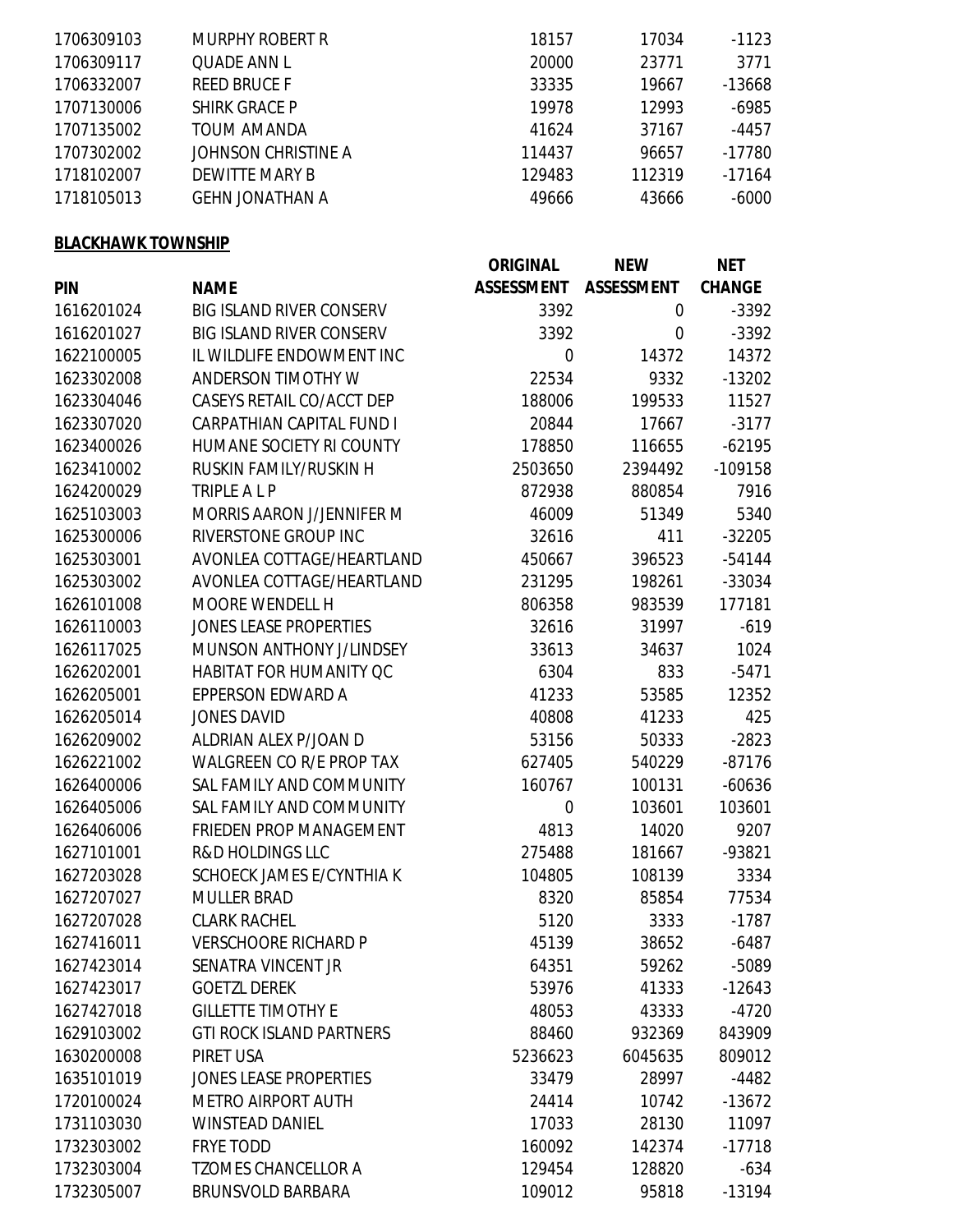| PIN | NAME | ORIGINAL ASSESSMENT | NEW ASSESSMENT | NET CHANGE |
|---|---|---|---|---|
| 1706309103 | MURPHY ROBERT R | 18157 | 17034 | -1123 |
| 1706309117 | QUADE ANN L | 20000 | 23771 | 3771 |
| 1706332007 | REED BRUCE F | 33335 | 19667 | -13668 |
| 1707130006 | SHIRK GRACE P | 19978 | 12993 | -6985 |
| 1707135002 | TOUM AMANDA | 41624 | 37167 | -4457 |
| 1707302002 | JOHNSON CHRISTINE A | 114437 | 96657 | -17780 |
| 1718102007 | DEWITTE MARY B | 129483 | 112319 | -17164 |
| 1718105013 | GEHN JONATHAN A | 49666 | 43666 | -6000 |

**BLACKHAWK TOWNSHIP**

| PIN | NAME | ORIGINAL ASSESSMENT | NEW ASSESSMENT | NET CHANGE |
|---|---|---|---|---|
| 1616201024 | BIG ISLAND RIVER CONSERV | 3392 | 0 | -3392 |
| 1616201027 | BIG ISLAND RIVER CONSERV | 3392 | 0 | -3392 |
| 1622100005 | IL WILDLIFE ENDOWMENT INC | 0 | 14372 | 14372 |
| 1623302008 | ANDERSON TIMOTHY W | 22534 | 9332 | -13202 |
| 1623304046 | CASEYS RETAIL CO/ACCT DEP | 188006 | 199533 | 11527 |
| 1623307020 | CARPATHIAN CAPITAL FUND I | 20844 | 17667 | -3177 |
| 1623400026 | HUMANE SOCIETY RI COUNTY | 178850 | 116655 | -62195 |
| 1623410002 | RUSKIN FAMILY/RUSKIN H | 2503650 | 2394492 | -109158 |
| 1624200029 | TRIPLE A L P | 872938 | 880854 | 7916 |
| 1625103003 | MORRIS AARON J/JENNIFER M | 46009 | 51349 | 5340 |
| 1625300006 | RIVERSTONE GROUP INC | 32616 | 411 | -32205 |
| 1625303001 | AVONLEA COTTAGE/HEARTLAND | 450667 | 396523 | -54144 |
| 1625303002 | AVONLEA COTTAGE/HEARTLAND | 231295 | 198261 | -33034 |
| 1626101008 | MOORE WENDELL H | 806358 | 983539 | 177181 |
| 1626110003 | JONES LEASE PROPERTIES | 32616 | 31997 | -619 |
| 1626117025 | MUNSON ANTHONY J/LINDSEY | 33613 | 34637 | 1024 |
| 1626202001 | HABITAT FOR HUMANITY QC | 6304 | 833 | -5471 |
| 1626205001 | EPPERSON EDWARD A | 41233 | 53585 | 12352 |
| 1626205014 | JONES DAVID | 40808 | 41233 | 425 |
| 1626209002 | ALDRIAN ALEX P/JOAN D | 53156 | 50333 | -2823 |
| 1626221002 | WALGREEN CO R/E PROP TAX | 627405 | 540229 | -87176 |
| 1626400006 | SAL FAMILY AND COMMUNITY | 160767 | 100131 | -60636 |
| 1626405006 | SAL FAMILY AND COMMUNITY | 0 | 103601 | 103601 |
| 1626406006 | FRIEDEN PROP MANAGEMENT | 4813 | 14020 | 9207 |
| 1627101001 | R&D HOLDINGS LLC | 275488 | 181667 | -93821 |
| 1627203028 | SCHOECK JAMES E/CYNTHIA K | 104805 | 108139 | 3334 |
| 1627207027 | MULLER BRAD | 8320 | 85854 | 77534 |
| 1627207028 | CLARK RACHEL | 5120 | 3333 | -1787 |
| 1627416011 | VERSCHOORE RICHARD P | 45139 | 38652 | -6487 |
| 1627423014 | SENATRA VINCENT JR | 64351 | 59262 | -5089 |
| 1627423017 | GOETZL DEREK | 53976 | 41333 | -12643 |
| 1627427018 | GILLETTE TIMOTHY E | 48053 | 43333 | -4720 |
| 1629103002 | GTI ROCK ISLAND PARTNERS | 88460 | 932369 | 843909 |
| 1630200008 | PIRET USA | 5236623 | 6045635 | 809012 |
| 1635101019 | JONES LEASE PROPERTIES | 33479 | 28997 | -4482 |
| 1720100024 | METRO AIRPORT AUTH | 24414 | 10742 | -13672 |
| 1731103030 | WINSTEAD DANIEL | 17033 | 28130 | 11097 |
| 1732303002 | FRYE TODD | 160092 | 142374 | -17718 |
| 1732303004 | TZOMES CHANCELLOR A | 129454 | 128820 | -634 |
| 1732305007 | BRUNSVOLD BARBARA | 109012 | 95818 | -13194 |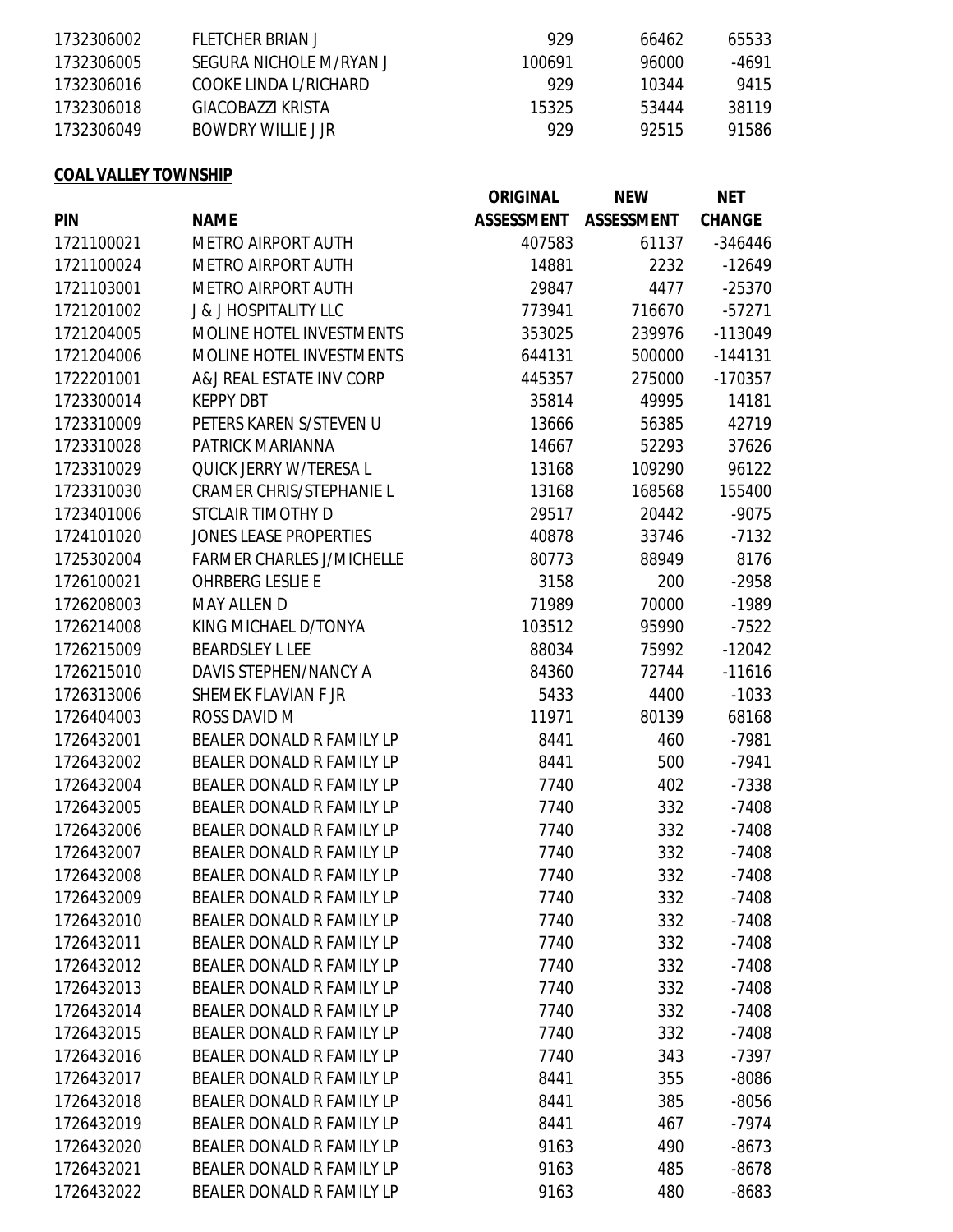| PIN | NAME | ORIGINAL ASSESSMENT | NEW ASSESSMENT | NET CHANGE |
|---|---|---|---|---|
| 1732306002 | FLETCHER BRIAN J | 929 | 66462 | 65533 |
| 1732306005 | SEGURA NICHOLE M/RYAN J | 100691 | 96000 | -4691 |
| 1732306016 | COOKE LINDA L/RICHARD | 929 | 10344 | 9415 |
| 1732306018 | GIACOBAZZI KRISTA | 15325 | 53444 | 38119 |
| 1732306049 | BOWDRY WILLIE J JR | 929 | 92515 | 91586 |

**COAL VALLEY TOWNSHIP**

| PIN | NAME | ORIGINAL ASSESSMENT | NEW ASSESSMENT | NET CHANGE |
|---|---|---|---|---|
| 1721100021 | METRO AIRPORT AUTH | 407583 | 61137 | -346446 |
| 1721100024 | METRO AIRPORT AUTH | 14881 | 2232 | -12649 |
| 1721103001 | METRO AIRPORT AUTH | 29847 | 4477 | -25370 |
| 1721201002 | J & J HOSPITALITY LLC | 773941 | 716670 | -57271 |
| 1721204005 | MOLINE HOTEL INVESTMENTS | 353025 | 239976 | -113049 |
| 1721204006 | MOLINE HOTEL INVESTMENTS | 644131 | 500000 | -144131 |
| 1722201001 | A&J REAL ESTATE INV CORP | 445357 | 275000 | -170357 |
| 1723300014 | KEPPY DBT | 35814 | 49995 | 14181 |
| 1723310009 | PETERS KAREN S/STEVEN U | 13666 | 56385 | 42719 |
| 1723310028 | PATRICK MARIANNA | 14667 | 52293 | 37626 |
| 1723310029 | QUICK JERRY W/TERESA L | 13168 | 109290 | 96122 |
| 1723310030 | CRAMER CHRIS/STEPHANIE L | 13168 | 168568 | 155400 |
| 1723401006 | STCLAIR TIMOTHY D | 29517 | 20442 | -9075 |
| 1724101020 | JONES LEASE PROPERTIES | 40878 | 33746 | -7132 |
| 1725302004 | FARMER CHARLES J/MICHELLE | 80773 | 88949 | 8176 |
| 1726100021 | OHRBERG LESLIE E | 3158 | 200 | -2958 |
| 1726208003 | MAY ALLEN D | 71989 | 70000 | -1989 |
| 1726214008 | KING MICHAEL D/TONYA | 103512 | 95990 | -7522 |
| 1726215009 | BEARDSLEY L LEE | 88034 | 75992 | -12042 |
| 1726215010 | DAVIS STEPHEN/NANCY A | 84360 | 72744 | -11616 |
| 1726313006 | SHEMEK FLAVIAN F JR | 5433 | 4400 | -1033 |
| 1726404003 | ROSS DAVID M | 11971 | 80139 | 68168 |
| 1726432001 | BEALER DONALD R FAMILY LP | 8441 | 460 | -7981 |
| 1726432002 | BEALER DONALD R FAMILY LP | 8441 | 500 | -7941 |
| 1726432004 | BEALER DONALD R FAMILY LP | 7740 | 402 | -7338 |
| 1726432005 | BEALER DONALD R FAMILY LP | 7740 | 332 | -7408 |
| 1726432006 | BEALER DONALD R FAMILY LP | 7740 | 332 | -7408 |
| 1726432007 | BEALER DONALD R FAMILY LP | 7740 | 332 | -7408 |
| 1726432008 | BEALER DONALD R FAMILY LP | 7740 | 332 | -7408 |
| 1726432009 | BEALER DONALD R FAMILY LP | 7740 | 332 | -7408 |
| 1726432010 | BEALER DONALD R FAMILY LP | 7740 | 332 | -7408 |
| 1726432011 | BEALER DONALD R FAMILY LP | 7740 | 332 | -7408 |
| 1726432012 | BEALER DONALD R FAMILY LP | 7740 | 332 | -7408 |
| 1726432013 | BEALER DONALD R FAMILY LP | 7740 | 332 | -7408 |
| 1726432014 | BEALER DONALD R FAMILY LP | 7740 | 332 | -7408 |
| 1726432015 | BEALER DONALD R FAMILY LP | 7740 | 332 | -7408 |
| 1726432016 | BEALER DONALD R FAMILY LP | 7740 | 343 | -7397 |
| 1726432017 | BEALER DONALD R FAMILY LP | 8441 | 355 | -8086 |
| 1726432018 | BEALER DONALD R FAMILY LP | 8441 | 385 | -8056 |
| 1726432019 | BEALER DONALD R FAMILY LP | 8441 | 467 | -7974 |
| 1726432020 | BEALER DONALD R FAMILY LP | 9163 | 490 | -8673 |
| 1726432021 | BEALER DONALD R FAMILY LP | 9163 | 485 | -8678 |
| 1726432022 | BEALER DONALD R FAMILY LP | 9163 | 480 | -8683 |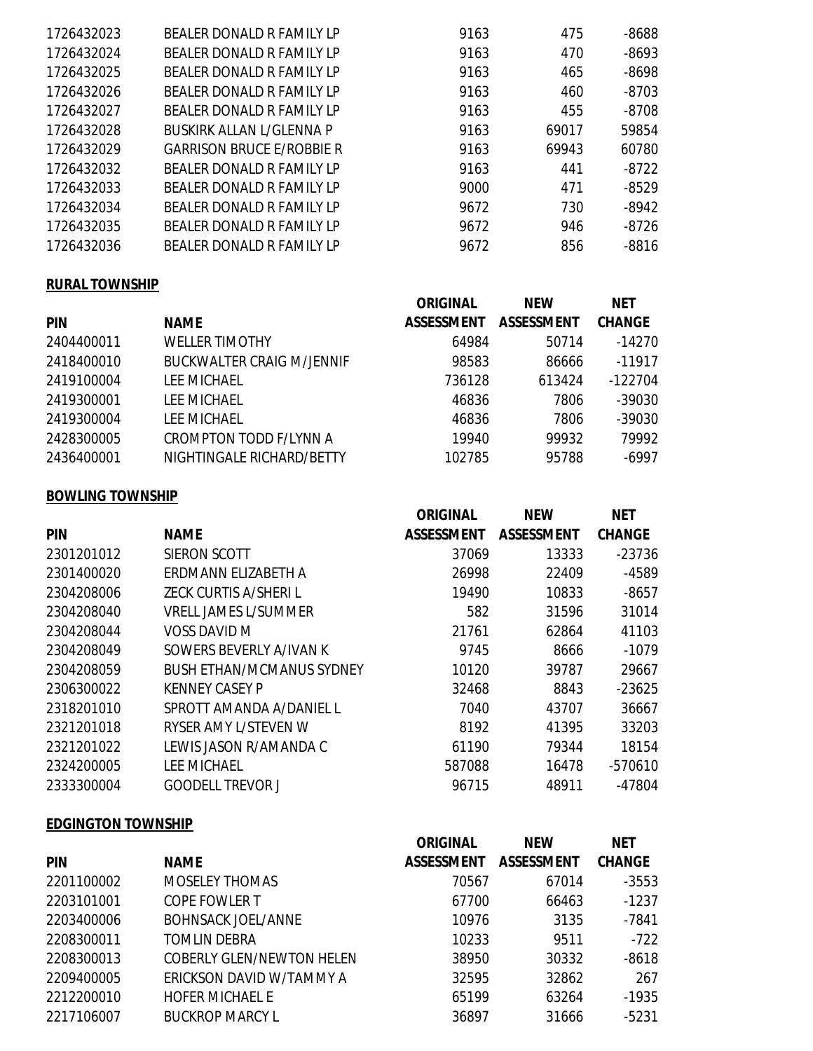| PIN | NAME | ORIGINAL ASSESSMENT | NEW ASSESSMENT | NET CHANGE |
|---|---|---|---|---|
| 1726432023 | BEALER DONALD R FAMILY LP | 9163 | 475 | -8688 |
| 1726432024 | BEALER DONALD R FAMILY LP | 9163 | 470 | -8693 |
| 1726432025 | BEALER DONALD R FAMILY LP | 9163 | 465 | -8698 |
| 1726432026 | BEALER DONALD R FAMILY LP | 9163 | 460 | -8703 |
| 1726432027 | BEALER DONALD R FAMILY LP | 9163 | 455 | -8708 |
| 1726432028 | BUSKIRK ALLAN L/GLENNA P | 9163 | 69017 | 59854 |
| 1726432029 | GARRISON BRUCE E/ROBBIE R | 9163 | 69943 | 60780 |
| 1726432032 | BEALER DONALD R FAMILY LP | 9163 | 441 | -8722 |
| 1726432033 | BEALER DONALD R FAMILY LP | 9000 | 471 | -8529 |
| 1726432034 | BEALER DONALD R FAMILY LP | 9672 | 730 | -8942 |
| 1726432035 | BEALER DONALD R FAMILY LP | 9672 | 946 | -8726 |
| 1726432036 | BEALER DONALD R FAMILY LP | 9672 | 856 | -8816 |

**RURAL TOWNSHIP**

| PIN | NAME | ORIGINAL ASSESSMENT | NEW ASSESSMENT | NET CHANGE |
|---|---|---|---|---|
| 2404400011 | WELLER TIMOTHY | 64984 | 50714 | -14270 |
| 2418400010 | BUCKWALTER CRAIG M/JENNIF | 98583 | 86666 | -11917 |
| 2419100004 | LEE MICHAEL | 736128 | 613424 | -122704 |
| 2419300001 | LEE MICHAEL | 46836 | 7806 | -39030 |
| 2419300004 | LEE MICHAEL | 46836 | 7806 | -39030 |
| 2428300005 | CROMPTON TODD F/LYNN A | 19940 | 99932 | 79992 |
| 2436400001 | NIGHTINGALE RICHARD/BETTY | 102785 | 95788 | -6997 |

**BOWLING TOWNSHIP**

| PIN | NAME | ORIGINAL ASSESSMENT | NEW ASSESSMENT | NET CHANGE |
|---|---|---|---|---|
| 2301201012 | SIERON SCOTT | 37069 | 13333 | -23736 |
| 2301400020 | ERDMANN ELIZABETH A | 26998 | 22409 | -4589 |
| 2304208006 | ZECK CURTIS A/SHERI L | 19490 | 10833 | -8657 |
| 2304208040 | VRELL JAMES L/SUMMER | 582 | 31596 | 31014 |
| 2304208044 | VOSS DAVID M | 21761 | 62864 | 41103 |
| 2304208049 | SOWERS BEVERLY A/IVAN K | 9745 | 8666 | -1079 |
| 2304208059 | BUSH ETHAN/MCMANUS SYDNEY | 10120 | 39787 | 29667 |
| 2306300022 | KENNEY CASEY P | 32468 | 8843 | -23625 |
| 2318201010 | SPROTT AMANDA A/DANIEL L | 7040 | 43707 | 36667 |
| 2321201018 | RYSER AMY L/STEVEN W | 8192 | 41395 | 33203 |
| 2321201022 | LEWIS JASON R/AMANDA C | 61190 | 79344 | 18154 |
| 2324200005 | LEE MICHAEL | 587088 | 16478 | -570610 |
| 2333300004 | GOODELL TREVOR J | 96715 | 48911 | -47804 |

**EDGINGTON TOWNSHIP**

| PIN | NAME | ORIGINAL ASSESSMENT | NEW ASSESSMENT | NET CHANGE |
|---|---|---|---|---|
| 2201100002 | MOSELEY THOMAS | 70567 | 67014 | -3553 |
| 2203101001 | COPE FOWLER T | 67700 | 66463 | -1237 |
| 2203400006 | BOHNSACK JOEL/ANNE | 10976 | 3135 | -7841 |
| 2208300011 | TOMLIN DEBRA | 10233 | 9511 | -722 |
| 2208300013 | COBERLY GLEN/NEWTON HELEN | 38950 | 30332 | -8618 |
| 2209400005 | ERICKSON DAVID W/TAMMY A | 32595 | 32862 | 267 |
| 2212200010 | HOFER MICHAEL E | 65199 | 63264 | -1935 |
| 2217106007 | BUCKROP MARCY L | 36897 | 31666 | -5231 |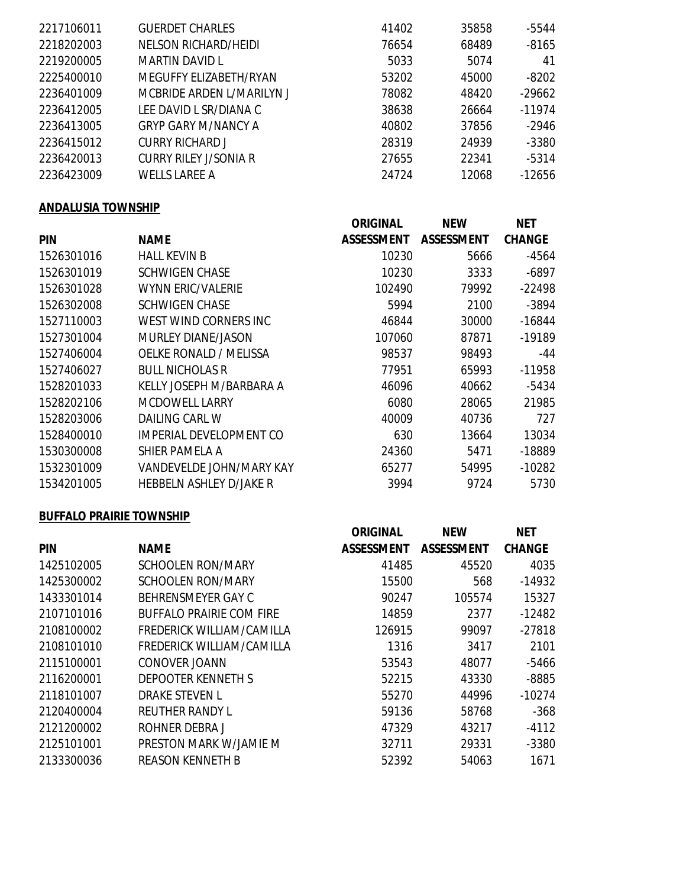| PIN | NAME | ORIGINAL ASSESSMENT | NEW ASSESSMENT | NET CHANGE |
|---|---|---|---|---|
| 2217106011 | GUERDET CHARLES | 41402 | 35858 | -5544 |
| 2218202003 | NELSON RICHARD/HEIDI | 76654 | 68489 | -8165 |
| 2219200005 | MARTIN DAVID L | 5033 | 5074 | 41 |
| 2225400010 | MEGUFFY ELIZABETH/RYAN | 53202 | 45000 | -8202 |
| 2236401009 | MCBRIDE ARDEN L/MARILYN J | 78082 | 48420 | -29662 |
| 2236412005 | LEE DAVID L SR/DIANA C | 38638 | 26664 | -11974 |
| 2236413005 | GRYP GARY M/NANCY A | 40802 | 37856 | -2946 |
| 2236415012 | CURRY RICHARD J | 28319 | 24939 | -3380 |
| 2236420013 | CURRY RILEY J/SONIA R | 27655 | 22341 | -5314 |
| 2236423009 | WELLS LAREE A | 24724 | 12068 | -12656 |

**ANDALUSIA TOWNSHIP**

| PIN | NAME | ORIGINAL ASSESSMENT | NEW ASSESSMENT | NET CHANGE |
|---|---|---|---|---|
| 1526301016 | HALL KEVIN B | 10230 | 5666 | -4564 |
| 1526301019 | SCHWIGEN CHASE | 10230 | 3333 | -6897 |
| 1526301028 | WYNN ERIC/VALERIE | 102490 | 79992 | -22498 |
| 1526302008 | SCHWIGEN CHASE | 5994 | 2100 | -3894 |
| 1527110003 | WEST WIND CORNERS INC | 46844 | 30000 | -16844 |
| 1527301004 | MURLEY DIANE/JASON | 107060 | 87871 | -19189 |
| 1527406004 | OELKE RONALD / MELISSA | 98537 | 98493 | -44 |
| 1527406027 | BULL NICHOLAS R | 77951 | 65993 | -11958 |
| 1528201033 | KELLY JOSEPH M/BARBARA A | 46096 | 40662 | -5434 |
| 1528202106 | MCDOWELL LARRY | 6080 | 28065 | 21985 |
| 1528203006 | DAILING CARL W | 40009 | 40736 | 727 |
| 1528400010 | IMPERIAL DEVELOPMENT CO | 630 | 13664 | 13034 |
| 1530300008 | SHIER PAMELA A | 24360 | 5471 | -18889 |
| 1532301009 | VANDEVELDE JOHN/MARY KAY | 65277 | 54995 | -10282 |
| 1534201005 | HEBBELN ASHLEY D/JAKE R | 3994 | 9724 | 5730 |

**BUFFALO PRAIRIE TOWNSHIP**

| PIN | NAME | ORIGINAL ASSESSMENT | NEW ASSESSMENT | NET CHANGE |
|---|---|---|---|---|
| 1425102005 | SCHOOLEN RON/MARY | 41485 | 45520 | 4035 |
| 1425300002 | SCHOOLEN RON/MARY | 15500 | 568 | -14932 |
| 1433301014 | BEHRENSMEYER GAY C | 90247 | 105574 | 15327 |
| 2107101016 | BUFFALO PRAIRIE COM FIRE | 14859 | 2377 | -12482 |
| 2108100002 | FREDERICK WILLIAM/CAMILLA | 126915 | 99097 | -27818 |
| 2108101010 | FREDERICK WILLIAM/CAMILLA | 1316 | 3417 | 2101 |
| 2115100001 | CONOVER JOANN | 53543 | 48077 | -5466 |
| 2116200001 | DEPOOTER KENNETH S | 52215 | 43330 | -8885 |
| 2118101007 | DRAKE STEVEN L | 55270 | 44996 | -10274 |
| 2120400004 | REUTHER RANDY L | 59136 | 58768 | -368 |
| 2121200002 | ROHNER DEBRA J | 47329 | 43217 | -4112 |
| 2125101001 | PRESTON MARK W/JAMIE M | 32711 | 29331 | -3380 |
| 2133300036 | REASON KENNETH B | 52392 | 54063 | 1671 |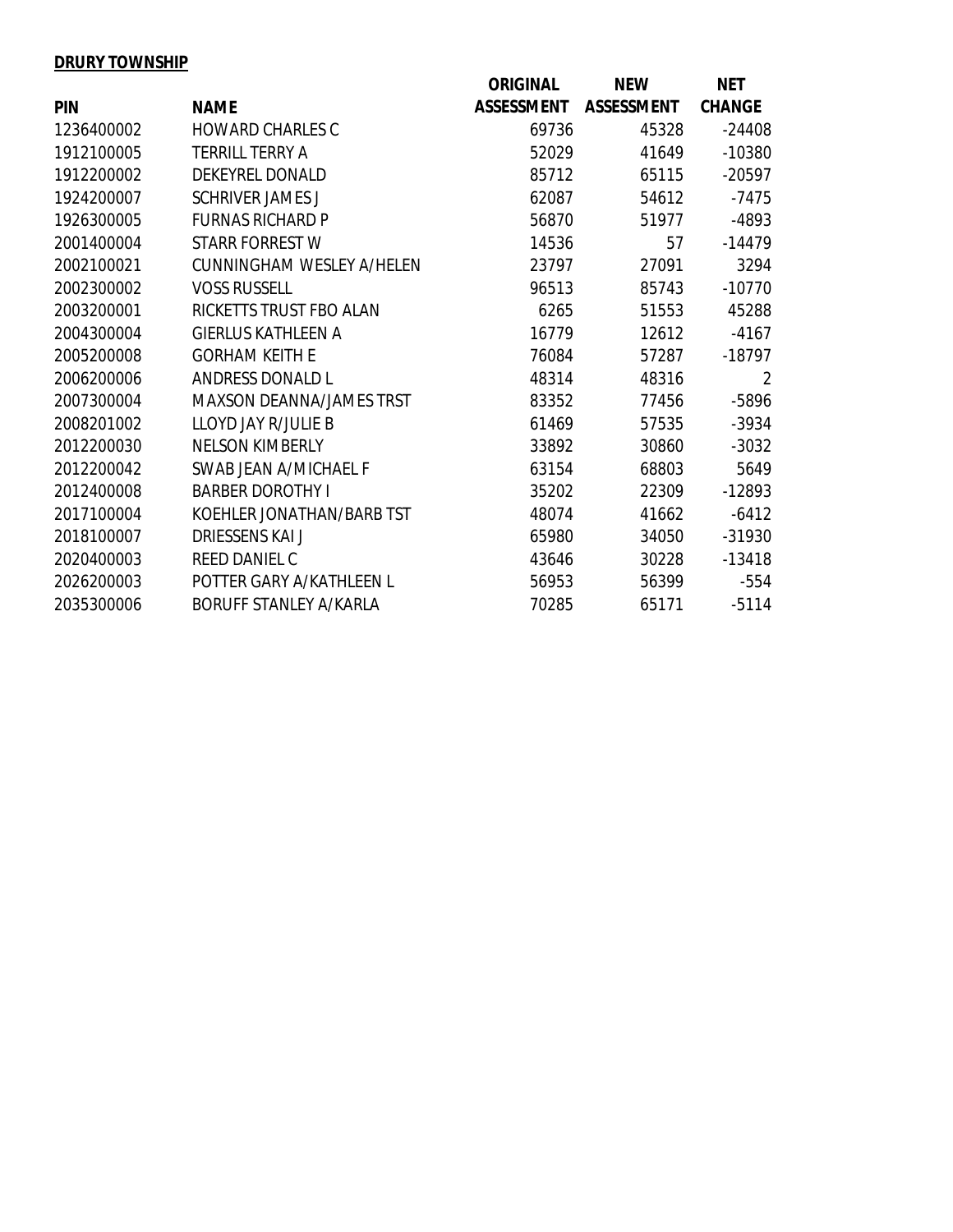**DRURY TOWNSHIP**

| PIN | NAME | ORIGINAL ASSESSMENT | NEW ASSESSMENT | NET CHANGE |
|---|---|---|---|---|
| 1236400002 | HOWARD CHARLES C | 69736 | 45328 | -24408 |
| 1912100005 | TERRILL TERRY A | 52029 | 41649 | -10380 |
| 1912200002 | DEKEYREL DONALD | 85712 | 65115 | -20597 |
| 1924200007 | SCHRIVER JAMES J | 62087 | 54612 | -7475 |
| 1926300005 | FURNAS RICHARD P | 56870 | 51977 | -4893 |
| 2001400004 | STARR FORREST W | 14536 | 57 | -14479 |
| 2002100021 | CUNNINGHAM WESLEY A/HELEN | 23797 | 27091 | 3294 |
| 2002300002 | VOSS RUSSELL | 96513 | 85743 | -10770 |
| 2003200001 | RICKETTS TRUST FBO ALAN | 6265 | 51553 | 45288 |
| 2004300004 | GIERLUS KATHLEEN A | 16779 | 12612 | -4167 |
| 2005200008 | GORHAM KEITH E | 76084 | 57287 | -18797 |
| 2006200006 | ANDRESS DONALD L | 48314 | 48316 | 2 |
| 2007300004 | MAXSON DEANNA/JAMES TRST | 83352 | 77456 | -5896 |
| 2008201002 | LLOYD JAY R/JULIE B | 61469 | 57535 | -3934 |
| 2012200030 | NELSON KIMBERLY | 33892 | 30860 | -3032 |
| 2012200042 | SWAB JEAN A/MICHAEL F | 63154 | 68803 | 5649 |
| 2012400008 | BARBER DOROTHY I | 35202 | 22309 | -12893 |
| 2017100004 | KOEHLER JONATHAN/BARB TST | 48074 | 41662 | -6412 |
| 2018100007 | DRIESSENS KAI J | 65980 | 34050 | -31930 |
| 2020400003 | REED DANIEL C | 43646 | 30228 | -13418 |
| 2026200003 | POTTER GARY A/KATHLEEN L | 56953 | 56399 | -554 |
| 2035300006 | BORUFF STANLEY A/KARLA | 70285 | 65171 | -5114 |